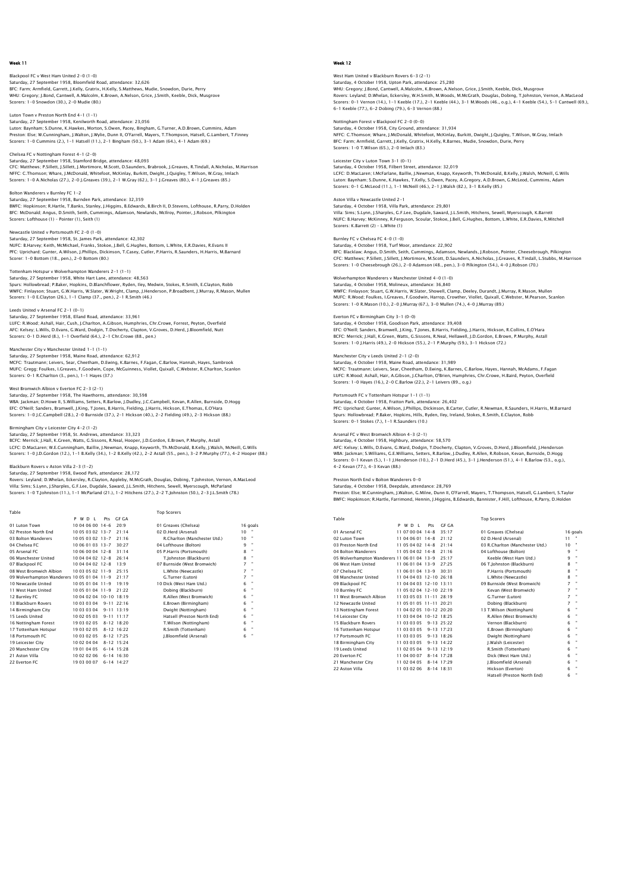## Week 11

Blackpool FC v West Ham United 2-0 (1-0)
Saturday, 27 September 1958, Bloomfield Road, attendance: 32,626
BFC: Farm; Armfield, Garrett, J.Kelly, Gratrix, H.Kelly, S.Matthews, Mudie, Snowdon, Durie, Perry
WHU: Gregory; J.Bond, Cantwell, A.Malcolm, K.Brown, A.Nelson, Grice, J.Smith, Keeble, Dick, Musgrove
Scorers: 1-0 Snowdon (30.), 2-0 Mudie (80.)

Luton Town v Preston North End 4-1 (1-1)
Saturday, 27 September 1958, Kenilworth Road, attendance: 23,056
Luton: Baynham; S.Dunne, K.Hawkes, Morton, S.Owen, Pacey, Bingham, G.Turner, A.D.Brown, Cummins, Adam
Preston: Else; W.Cunningham, J.Walton, J.Wylie, Dunn II, O'Farrell, Mayers, T.Thompson, Hatsell, G.Lambert, T.Finney
Scorers: 1-0 Cummins (2.), 1-1 Hatsell (11.), 2-1 Bingham (50.), 3-1 Adam (64.), 4-1 Adam (69.)

Chelsea FC v Nottingham Forest 4-1 (2-0)
Saturday, 27 September 1958, Stamford Bridge, attendance: 48,093
CFC: Matthews; P.Sillett, J.Sillett, J.Mortimore, M.Scott, D.Saunders, Brabrook, J.Greaves, R.Tindall, A.Nicholas, M.Harrison
NFFC: C.Thomson; Whare, J.McDonald, Whitefoot, McKinlay, Burkitt, Dwight, J.Quigley, T.Wilson, W.Gray, Imlach
Scorers: 1-0 A.Nicholas (27.), 2-0 J.Greaves (39.), 2-1 W.Gray (62.), 3-1 J.Greaves (80.), 4-1 J.Greaves (85.)

Bolton Wanderers v Burnley FC 1-2
Saturday, 27 September 1958, Burnden Park, attendance: 32,359
BWFC: Hopkinson; R.Hartle, T.Banks, Stanley, J.Higgins, B.Edwards, B.Birch II, D.Stevens, Lofthouse, R.Parry, D.Holden
BFC: McDonald; Angus, D.Smith, Seith, Cummings, Adamson, Newlands, McIlroy, Pointer, J.Robson, Pilkington
Scorers: Lofthouse (1) - Pointer (1), Seith (1)

Newcastle United v Portsmouth FC 2-0 (1-0)
Saturday, 27 September 1958, St. James Park, attendance: 42,302
NUFC: B.Harvey; Keith, McMichael, Franks, Stokoe, J.Bell, G.Hughes, Bottom, L.White, E.R.Davies, R.Evans II
PFC: Uprichard; Gunter, A.Wilson, J.Phillips, Dickinson, T.Casey, Cutler, P.Harris, R.Saunders, H.Harris, M.Barnard
Scorer: 1-0 Bottom (18., pen.), 2-0 Bottom (80.)

Tottenham Hotspur v Wolverhampton Wanderers 2-1 (1-1)
Saturday, 27 September 1958, White Hart Lane, attendance: 48,563
Spurs: Hollowbread; P.Baker, Hopkins, D.Blanchflower, Ryden, Iley, Medwin, Stokes, R.Smith, E.Clayton, Robb
WWFC: Finlayson; Stuart, G.W.Harris, W.Slater, W.Wright, Clamp, J.Henderson, P.Broadbent, J.Murray, R.Mason, Mullen
Scorers: 1-0 E.Clayton (26.), 1-1 Clamp (37., pen.), 2-1 R.Smith (46.)

Leeds United v Arsenal FC 2-1 (0-1)
Saturday, 27 September 1958, Elland Road, attendance: 33,961
LUFC: R.Wood; Ashall, Hair, Cush, J.Charlton, A.Gibson, Humphries, Chr.Crowe, Forrest, Peyton, Overfield
AFC: Kelsey; L.Wills, D.Evans, G.Ward, Dodgin, T.Docherty, Clapton, V.Groves, D.Herd, J.Bloomfield, Nutt
Scorers: 0-1 D.Herd (8.), 1-1 Overfield (64.), 2-1 Chr.Crowe (88., pen.)

Manchester City v Manchester United 1-1 (1-1)
Saturday, 27 September 1958, Maine Road, attendance: 62,912
MCFC: Trautmann; Leivers, Sear, Cheetham, D.Ewing, K.Barnes, F.Fagan, C.Barlow, Hannah, Hayes, Sambrook
MUFC: Gregg; Foulkes, I.Greaves, F.Goodwin, Cope, McGuinness, Viollet, Quixall, C.Webster, R.Charlton, Scanlon
Scorers: 0-1 R.Charlton (3., pen.), 1-1 Hayes (37.)

West Bromwich Albion v Everton FC 2-3 (2-1)
Saturday, 27 September 1958, The Hawthorns, attendance: 30,598
WBA: Jackman; D.Howe II, S.Williams, Setters, R.Barlow, J.Dudley, J.C.Campbell, Kevan, R.Allen, Burnside, D.Hogg
EFC: O'Neill; Sanders, Bramwell, J.King, T.Jones, B.Harris, Fielding, J.Harris, Hickson, E.Thomas, E.O'Hara
Scorers: 1-0 J.C.Campbell (28.), 2-0 Burnside (37.), 2-1 Hickson (40.), 2-2 Fielding (49.), 2-3 Hickson (88.)

Birmingham City v Leicester City 4-2 (1-2)
Saturday, 27 September 1958, St. Andrews, attendance: 33,323
BCFC: Merrick; J.Hall, K.Green, Watts, G.Sissons, R.Neal, Hooper, J.D.Gordon, E.Brown, P.Murphy, Astall
LCFC: D.MacLaren; W.E.Cunningham, Baillie, J.Newman, Knapp, Keyworth, Th.McDonald, B.Kelly, J.Walsh, McNeill, G.Wills
Scorers: 1-0 J.D.Gordon (12.), 1-1 B.Kelly (34.), 1-2 B.Kelly (42.), 2-2 Astall (55., pen.), 3-2 P.Murphy (77.), 4-2 Hooper (88.)

Blackburn Rovers v Aston Villa 2-3 (1-2)
Saturday, 27 September 1958, Ewood Park, attendance: 28,172
Rovers: Leyland; D.Whelan, Eckersley, R.Clayton, Appleby, M.McGrath, Douglas, Dobing, T.Johnston, Vernon, A.MacLeod
Villa: Sims; S.Lynn, J.Sharples, G.F.Lee, Dugdale, Saward, J.L.Smith, Hitchens, Sewell, Myerscough, McParland
Scorers: 1-0 T.Johnston (11.), 1-1 McParland (21.), 1-2 Hitchens (27.), 2-2 T.Johnston (50.), 2-3 J.L.Smith (78.)

Table

| | P | W | D | L | Pts | GF GA |
|---|---|---|---|---|---|---|
| 01 Luton Town | 10 | 04 | 06 | 00 | 14-6 | 20:9 |
| 02 Preston North End | 10 | 05 | 03 | 02 | 13-7 | 21:14 |
| 03 Bolton Wanderers | 10 | 05 | 03 | 02 | 13-7 | 21:16 |
| 04 Chelsea FC | 10 | 06 | 01 | 03 | 13-7 | 30:27 |
| 05 Arsenal FC | 10 | 06 | 00 | 04 | 12-8 | 31:14 |
| 06 Manchester United | 10 | 04 | 04 | 02 | 12-8 | 26:14 |
| 07 Blackpool FC | 10 | 04 | 04 | 02 | 12-8 | 13:9 |
| 08 West Bromwich Albion | 10 | 03 | 05 | 02 | 11-9 | 25:15 |
| 09 Wolverhampton Wanderers | 10 | 05 | 01 | 04 | 11-9 | 21:17 |
| 10 Newcastle United | 10 | 05 | 01 | 04 | 11-9 | 19:19 |
| 11 West Ham United | 10 | 05 | 01 | 04 | 11-9 | 21:22 |
| 12 Burnley FC | 10 | 04 | 02 | 04 | 10-10 | 18:19 |
| 13 Blackburn Rovers | 10 | 03 | 03 | 04 | 9-11 | 22:16 |
| 14 Birmingham City | 10 | 03 | 03 | 04 | 9-11 | 13:19 |
| 15 Leeds United | 10 | 02 | 05 | 03 | 9-11 | 11:17 |
| 16 Nottingham Forest | 19 | 03 | 02 | 05 | 8-12 | 18:20 |
| 17 Tottenham Hotspur | 19 | 03 | 02 | 05 | 8-12 | 16:22 |
| 18 Portsmouth FC | 10 | 03 | 02 | 05 | 8-12 | 17:25 |
| 19 Leicester City | 10 | 02 | 04 | 04 | 8-12 | 15:24 |
| 20 Manchester City | 19 | 01 | 04 | 05 | 6-14 | 15:28 |
| 21 Aston Villa | 10 | 02 | 02 | 06 | 6-14 | 16:30 |
| 22 Everton FC | 19 | 03 | 00 | 07 | 6-14 | 14:27 |

Top Scorers

| | |
|---|---|
| 01 Greaves (Chelsea) | 16 goals |
| 02 D.Herd (Arsenal) | 10 " |
| R.Charlton (Manchester Utd.) | 10 " |
| 04 Lofthouse (Bolton) | 9 " |
| 05 P.Harris (Portsmouth) | 8 " |
| T.Johnston (Blackburn) | 8 " |
| 07 Burnside (West Bromwich) | 7 " |
| L.White (Newcastle) | 7 " |
| G.Turner (Luton) | 7 " |
| 10 Dick (West Ham Utd.) | 6 " |
| Dobing (Blackburn) | 6 " |
| R.Allen (West Bromwich) | 6 " |
| E.Brown (Birmingham) | 6 " |
| Dwight (Nottingham) | 6 " |
| Hatsell (Preston North End) | 6 " |
| T.Wilson (Nottingham) | 6 " |
| R.Smith (Tottenham) | 6 " |
| J.Bloomfield (Arsenal) | 6 " |

## Week 12

West Ham United v Blackburn Rovers 6-3 (2-1)
Saturday, 4 October 1958, Upton Park, attendance: 25,280
WHU: Gregory; J.Bond, Cantwell, A.Malcolm, K.Brown, A.Nelson, Grice, J.Smith, Keeble, Dick, Musgrove
Rovers: Leyland; D.Whelan, Eckersley, W.H.Smith, M.Woods, M.McGrath, Douglas, Dobing, T.Johnston, Vernon, A.MacLeod
Scorers: 0-1 Vernon (14.), 1-1 Keeble (17.), 2-1 Keeble (44.), 3-1 M.Woods (46., o.g.), 4-1 Keeble (54.), 5-1 Cantwell (69.), 6-1 Keeble (77.), 6-2 Dobing (79.), 6-3 Vernon (88.)

Nottingham Forest v Blackpool FC 2-0 (0-0)
Saturday, 4 October 1958, City Ground, attendance: 31,934
NFFC: C.Thomson; Whare, J.McDonald, Whitefoot, McKinlay, Burkitt, Dwight, J.Quigley, T.Wilson, W.Gray, Imlach
BFC: Farm; Armfield, Garrett, J.Kelly, Gratrix, H.Kelly, R.Barnes, Mudie, Snowdon, Durie, Perry
Scorers: 1-0 T.Wilson (65.), 2-0 Imlach (83.)

Leicester City v Luton Town 3-1 (0-1)
Saturday, 4 October 1958, Filbert Street, attendance: 32,019
LCFC: D.MacLaren; I.McFarlane, Baillie, J.Newman, Knapp, Keyworth, Th.McDonald, B.Kelly, J.Walsh, McNeill, G.Wills
Luton: Baynham; S.Dunne, K.Hawkes, T.Kelly, S.Owen, Pacey, A.Gregory, A.D.Brown, G.McLeod, Cummins, Adam
Scorers: 0-1 G.McLeod (11.), 1-1 McNeill (46.), 2-1 J.Walsh (82.), 3-1 B.Kelly (85.)

Aston Villa v Newcastle United 2-1
Saturday, 4 October 1958, Villa Park, attendance: 29,801
Villa: Sims; S.Lynn, J.Sharples, G.F.Lee, Dugdale, Saward, J.L.Smith, Hitchens, Sewell, Myerscough, K.Barrett
NUFC: B.Harvey; McKinney, R.Ferguson, Scoular, Stokoe, J.Bell, G.Hughes, Bottom, L.White, E.R.Davies, R.Mitchell
Scorers: K.Barrett (2) - L.White (1)

Burnley FC v Chelsea FC 4-0 (1-0)
Saturday, 4 October 1958, Turf Moor, attendance: 22,902
BFC: Blacklaw; Angus, D.Smith, Seith, Cummings, Adamson, Newlands, J.Robson, Pointer, Cheesebrough, Pilkington
CFC: Matthews; P.Sillett, J.Sillett, J.Mortimore, M.Scott, D.Saunders, A.Nicholas, J.Greaves, R.Tindall, L.Stubbs, M.Harrison
Scorers: 1-0 Cheesebrough (26.), 2-0 Adamson (48., pen.), 3-0 Pilkington (54.), 4-0 J.Robson (70.)

Wolverhampton Wanderers v Manchester United 4-0 (1-0)
Saturday, 4 October 1958, Molineux, attendance: 36,840
WWFC: Finlayson; Stuart, G.W.Harris, W.Slater, Showell, Clamp, Deeley, Durandt, J.Murray, R.Mason, Mullen
MUFC: R.Wood; Foulkes, I.Greaves, F.Goodwin, Harrop, Crowther, Viollet, Quixall, C.Webster, M.Pearson, Scanlon
Scorers: 1-0 R.Mason (10.), 2-0 J.Murray (67.), 3-0 Mullen (74.), 4-0 J.Murray (89.)

Everton FC v Birmingham City 3-1 (0-0)
Saturday, 4 October 1958, Goodison Park, attendance: 39,408
EFC: O'Neill; Sanders, Bramwell, J.King, T.Jones, B.Harris, Fielding, J.Harris, Hickson, R.Collins, E.O'Hara
BCFC: Merrick; J.Hall, K.Green, Watts, G.Sissons, R.Neal, Hellawell, J.D.Gordon, E.Brown, P.Murphy, Astall
Scorers: 1-0 J.Harris (49.), 2-0 Hickson (55.), 2-1 P.Murphy (59.), 3-1 Hickson (72.)

Manchester City v Leeds United 2-1 (2-0)
Saturday, 4 October 1958, Maine Road, attendance: 31,989
MCFC: Trautmann; Leivers, Sear, Cheetham, D.Ewing, K.Barnes, C.Barlow, Hayes, Hannah, McAdams, F.Fagan
LUFC: R.Wood; Ashall, Hair, A.Gibson, J.Charlton, O'Brien, Humphries, Chr.Crowe, H.Baird, Peyton, Overfield
Scorers: 1-0 Hayes (16.), 2-0 C.Barlow (22.), 2-1 Leivers (89., o.g.)

Portsmouth FC v Tottenham Hotspur 1-1 (1-1)
Saturday, 4 October 1958, Fratton Park, attendance: 26,402
PFC: Uprichard; Gunter, A.Wilson, J.Phillips, Dickinson, B.Carter, Cutler, R.Newman, R.Saunders, H.Harris, M.Barnard
Spurs: Hollowbread; P.Baker, Hopkins, Hills, Ryden, Iley, Ireland, Stokes, R.Smith, E.Clayton, Robb
Scorers: 0-1 Stokes (7.), 1-1 R.Saunders (10.)

Arsenal FC v West Bromwich Albion 4-3 (2-1)
Saturday, 4 October 1958, Highbury, attendance: 58,570
AFC: Kelsey; L.Wills, D.Evans, G.Ward, Dodgin, T.Docherty, Clapton, V.Groves, D.Herd, J.Bloomfield, J.Henderson
WBA: Jackman; S.Williams, G.E.Williams, Setters, R.Barlow, J.Dudley, R.Allen, R.Robson, Kevan, Burnside, D.Hogg
Scorers: 0-1 Kevan (5.), 1-1 J.Henderson (10.), 2-1 D.Herd (45.), 3-1 J.Henderson (51.), 4-1 R.Barlow (53., o.g.), 4-2 Kevan (77.), 4-3 Kevan (88.)

Preston North End v Bolton Wanderers 0-0
Saturday, 4 October 1958, Deepdale, attendance: 28,769
Preston: Else; W.Cunningham, J.Walton, G.Milne, Dunn II, O'Farrell, Mayers, T.Thompson, Hatsell, G.Lambert, S.Taylor
BWFC: Hopkinson; R.Hartle, Farrimond, Hennin, J.Higgins, B.Edwards, Bannister, F.Hill, Lofthouse, R.Parry, D.Holden

Table

| | P | W | D | L | Pts | GF GA |
|---|---|---|---|---|---|---|
| 01 Arsenal FC | 11 | 07 | 00 | 04 | 14-8 | 35:17 |
| 02 Luton Town | 11 | 04 | 06 | 01 | 14-8 | 21:12 |
| 03 Preston North End | 11 | 05 | 04 | 02 | 14-8 | 21:14 |
| 04 Bolton Wanderers | 11 | 05 | 04 | 02 | 14-8 | 21:16 |
| 05 Wolverhampton Wanderers | 11 | 06 | 01 | 04 | 13-9 | 25:17 |
| 06 West Ham United | 11 | 06 | 01 | 04 | 13-9 | 27:25 |
| 07 Chelsea FC | 11 | 06 | 01 | 04 | 13-9 | 30:31 |
| 08 Manchester United | 11 | 04 | 04 | 03 | 12-10 | 26:18 |
| 09 Blackpool FC | 11 | 04 | 04 | 03 | 12-10 | 13:11 |
| 10 Burnley FC | 11 | 05 | 02 | 04 | 12-10 | 22:19 |
| 11 West Bromwich Albion | 11 | 03 | 05 | 03 | 11-11 | 28:19 |
| 12 Newcastle United | 11 | 05 | 01 | 05 | 11-11 | 20:21 |
| 13 Nottingham Forest | 11 | 04 | 02 | 05 | 10-12 | 20:20 |
| 14 Leicester City | 11 | 03 | 04 | 04 | 10-12 | 18:25 |
| 15 Blackburn Rovers | 11 | 03 | 03 | 05 | 9-13 | 25:22 |
| 16 Tottenham Hotspur | 11 | 03 | 03 | 05 | 9-13 | 17:23 |
| 17 Portsmouth FC | 11 | 03 | 03 | 05 | 9-13 | 18:26 |
| 18 Birmingham City | 11 | 03 | 03 | 05 | 9-13 | 14:22 |
| 19 Leeds United | 11 | 02 | 05 | 04 | 9-13 | 12:19 |
| 20 Everton FC | 11 | 04 | 00 | 07 | 8-14 | 17:28 |
| 21 Manchester City | 11 | 02 | 04 | 05 | 8-14 | 17:29 |
| 22 Aston Villa | 11 | 03 | 02 | 06 | 8-14 | 18:31 |

Top Scorers

| | |
|---|---|
| 01 Greaves (Chelsea) | 16 goals |
| 02 D.Herd (Arsenal) | 11 " |
| 03 R.Charlton (Manchester Utd.) | 10 " |
| 04 Lofthouse (Bolton) | 9 " |
| Keeble (West Ham Utd.) | 9 " |
| 06 T.Johnston (Blackburn) | 8 " |
| P.Harris (Portsmouth) | 8 " |
| L.White (Newcastle) | 8 " |
| 09 Burnside (West Bromwich) | 7 " |
| Kevan (West Bromwich) | 7 " |
| G.Turner (Luton) | 7 " |
| Dobing (Blackburn) | 7 " |
| 13 T.Wilson (Nottingham) | 6 " |
| R.Allen (West Bromwich) | 6 " |
| Vernon (Blackburn) | 6 " |
| E.Brown (Birmingham) | 6 " |
| Dwight (Nottingham) | 6 " |
| J.Walsh (Leicester) | 6 " |
| R.Smith (Tottenham) | 6 " |
| Dick (West Ham Utd.) | 6 " |
| J.Bloomfield (Arsenal) | 6 " |
| Hickson (Everton) | 6 " |
| Hatsell (Preston North End) | 6 " |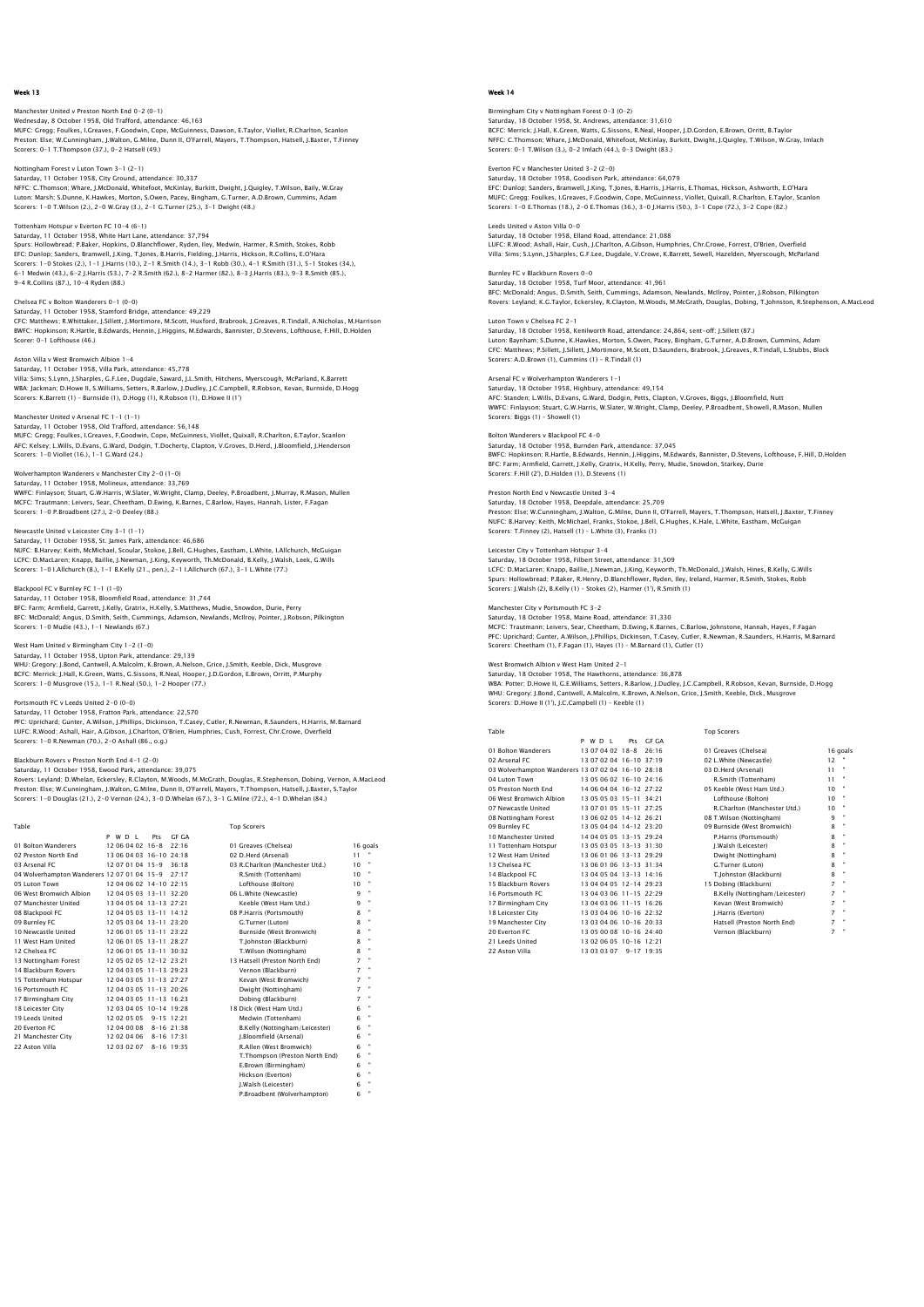## Week 13

Manchester United v Preston North End 0–2 (0–1)
Wednesday, 8 October 1958, Old Trafford, attendance: 46,163
MUFC: Gregg; Foulkes, I.Greaves, F.Goodwin, Cope, McGuinness, Dawson, E.Taylor, Viollet, R.Charlton, Scanlon
Preston: Else; W.Cunningham, J.Walton, G.Milne, Dunn II, O'Farrell, Mayers, T.Thompson, Hatsell, J.Baxter, T.Finney
Scorers: 0–1 T.Thompson (37.), 0–2 Hatsell (49.)

Nottingham Forest v Luton Town 3–1 (2–1)
Saturday, 11 October 1958, City Ground, attendance: 30,337
NFFC: C.Thomson; Whare, J.McDonald, Whitefoot, McKinlay, Burkitt, Dwight, J.Quigley, T.Wilson, Baily, W.Gray
Luton: Marsh; S.Dunne, K.Hawkes, Morton, S.Owen, Pacey, Bingham, G.Turner, A.D.Brown, Cummins, Adam
Scorers: 1–0 T.Wilson (2.), 2–0 W.Gray (3.), 2–1 G.Turner (25.), 3–1 Dwight (48.)

Tottenham Hotspur v Everton FC 10–4 (6–1)
Saturday, 11 October 1958, White Hart Lane, attendance: 37,794
Spurs: Hollowbread; P.Baker, Hopkins, D.Blanchflower, Ryden, Iley, Medwin, Harmer, R.Smith, Stokes, Robb
EFC: Dunlop; Sanders, Bramwell, J.King, T.Jones, B.Harris, Fielding, J.Harris, Hickson, R.Collins, E.O'Hara
Scorers: 1–0 Stokes (2.), 1–1 J.Harris (10.), 2–1 R.Smith (14.), 3–1 Robb (30.), 4–1 R.Smith (31.), 5–1 Stokes (34.), 6–1 Medwin (43.), 6–2 J.Harris (53.), 7–2 R.Smith (62.), 8–2 Harmer (82.), 8–3 J.Harris (83.), 9–3 R.Smith (85.), 9–4 R.Collins (87.), 10–4 Ryden (88.)

Chelsea FC v Bolton Wanderers 0–1 (0–0)
Saturday, 11 October 1958, Stamford Bridge, attendance: 49,229
CFC: Matthews; R.Whittaker, J.Sillett, J.Mortimore, M.Scott, Huxford, Brabrook, J.Greaves, R.Tindall, A.Nicholas, M.Harrison
BWFC: Hopkinson; R.Hartle, B.Edwards, Hennin, J.Higgins, M.Edwards, Bannister, D.Stevens, Lofthouse, F.Hill, D.Holden
Scorer: 0–1 Lofthouse (46.)

Aston Villa v West Bromwich Albion 1–4
Saturday, 11 October 1958, Villa Park, attendance: 45,778
Villa: Sims; S.Lynn, J.Sharples, G.F.Lee, Dugdale, Saward, J.L.Smith, Hitchens, Myerscough, McParland, K.Barrett
WBA: Jackman; D.Howe II, S.Williams, Setters, R.Barlow, J.Dudley, J.C.Campbell, R.Robson, Kevan, Burnside, D.Hogg
Scorers: K.Barrett (1) – Burnside (1), D.Hogg (1), R.Robson (1), D.Howe II (1')

Manchester United v Arsenal FC 1–1 (1–1)
Saturday, 11 October 1958, Old Trafford, attendance: 56,148
MUFC: Gregg; Foulkes, I.Greaves, F.Goodwin, Cope, McGuinness, Viollet, Quixall, R.Charlton, E.Taylor, Scanlon
AFC: Kelsey; L.Wills, D.Evans, G.Ward, Dodgin, T.Docherty, Clapton, V.Groves, D.Herd, J.Bloomfield, J.Henderson
Scorers: 1–0 Viollet (16.), 1–1 G.Ward (24.)

Wolverhampton Wanderers v Manchester City 2–0 (1–0)
Saturday, 11 October 1958, Molineux, attendance: 33,769
WWFC: Finlayson; Stuart, G.W.Harris, W.Slater, W.Wright, Clamp, Deeley, P.Broadbent, J.Murray, R.Mason, Mullen
MCFC: Trautmann; Leivers, Sear, Cheetham, D.Ewing, K.Barnes, C.Barlow, Hayes, Hannah, Lister, F.Fagan
Scorers: 1–0 P.Broadbent (27.), 2–0 Deeley (88.)

Newcastle United v Leicester City 3–1 (1–1)
Saturday, 11 October 1958, St. James Park, attendance: 46,686
NUFC: B.Harvey; Keith, McMichael, Scoular, Stokoe, J.Bell, G.Hughes, Eastham, L.White, I.Allchurch, McGuigan
LCFC: D.MacLaren; Knapp, Baillie, J.Newman, J.King, Keyworth, Th.McDonald, B.Kelly, J.Walsh, Leek, G.Wills
Scorers: 1–0 I.Allchurch (8.), 1–1 B.Kelly (21., pen.), 2–1 I.Allchurch (67.), 3–1 L.White (77.)

Blackpool FC v Burnley FC 1–1 (1–0)
Saturday, 11 October 1958, Bloomfield Road, attendance: 31,744
BFC: Farm; Armfield, Garrett, J.Kelly, Gratrix, H.Kelly, S.Matthews, Mudie, Snowdon, Durie, Perry
BFC: McDonald; Angus, D.Smith, Seith, Cummings, Adamson, Newlands, McIlroy, Pointer, J.Robson, Pilkington
Scorers: 1–0 Mudie (43.), 1–1 Newlands (67.)

West Ham United v Birmingham City 1–2 (1–0)
Saturday, 11 October 1958, Upton Park, attendance: 29,139
WHU: Gregory; J.Bond, Cantwell, A.Malcolm, K.Brown, A.Nelson, Grice, J.Smith, Keeble, Dick, Musgrove
BCFC: Merrick; J.Hall, K.Green, Watts, G.Sissons, R.Neal, Hooper, J.D.Gordon, E.Brown, Orritt, P.Murphy
Scorers: 1–0 Musgrove (15.), 1–1 R.Neal (50.), 1–2 Hooper (77.)

Portsmouth FC v Leeds United 2–0 (0–0)
Saturday, 11 October 1958, Fratton Park, attendance: 22,570
PFC: Uprichard; Gunter, A.Wilson, J.Phillips, Dickinson, T.Casey, Cutler, R.Newman, R.Saunders, H.Harris, M.Barnard
LUFC: R.Wood; Ashall, Hair, A.Gibson, J.Charlton, O'Brien, Humphries, Cush, Forrest, Chr.Crowe, Overfield
Scorers: 1–0 R.Newman (70.), 2–0 Ashall (86., o.g.)

Blackburn Rovers v Preston North End 4–1 (2–0)
Saturday, 11 October 1958, Ewood Park, attendance: 39,075
Rovers: Leyland; D.Whelan, Eckersley, R.Clayton, M.Woods, M.McGrath, Douglas, R.Stephenson, Dobing, Vernon, A.MacLeod
Preston: Else; W.Cunningham, J.Walton, G.Milne, Dunn II, O'Farrell, Mayers, T.Thompson, Hatsell, J.Baxter, S.Taylor
Scorers: 1–0 Douglas (21.), 2–0 Vernon (24.), 3–0 D.Whelan (67.), 3–1 G.Milne (72.), 4–1 D.Whelan (84.)

Table

| | P | W | D | L | Pts | GF GA |
|---|---|---|---|---|---|---|
| 01 Bolton Wanderers | 12 | 06 | 04 | 02 | 16–8 | 22:16 |
| 02 Preston North End | 13 | 06 | 04 | 03 | 16–10 | 24:18 |
| 03 Arsenal FC | 12 | 07 | 01 | 04 | 15–9 | 36:18 |
| 04 Wolverhampton Wanderers | 12 | 07 | 01 | 04 | 15–9 | 27:17 |
| 05 Luton Town | 12 | 04 | 06 | 02 | 14–10 | 22:15 |
| 06 West Bromwich Albion | 12 | 04 | 05 | 03 | 13–11 | 32:20 |
| 07 Manchester United | 13 | 04 | 05 | 04 | 13–13 | 27:21 |
| 08 Blackpool FC | 12 | 04 | 05 | 03 | 13–11 | 14:12 |
| 09 Burnley FC | 12 | 05 | 03 | 04 | 13–11 | 23:20 |
| 10 Newcastle United | 12 | 06 | 01 | 05 | 13–11 | 23:22 |
| 11 West Ham United | 12 | 06 | 01 | 05 | 13–11 | 28:27 |
| 12 Chelsea FC | 12 | 06 | 01 | 05 | 13–11 | 30:32 |
| 13 Nottingham Forest | 12 | 05 | 02 | 05 | 12–12 | 23:21 |
| 14 Blackburn Rovers | 12 | 04 | 03 | 05 | 11–13 | 29:23 |
| 15 Tottenham Hotspur | 12 | 04 | 03 | 05 | 11–13 | 27:27 |
| 16 Portsmouth FC | 12 | 04 | 03 | 05 | 11–13 | 20:26 |
| 17 Birmingham City | 12 | 04 | 03 | 05 | 11–13 | 16:23 |
| 18 Leicester City | 12 | 03 | 04 | 05 | 10–14 | 19:28 |
| 19 Leeds United | 12 | 02 | 05 | 05 | 9–15 | 12:21 |
| 20 Everton FC | 12 | 04 | 00 | 08 | 8–16 | 21:38 |
| 21 Manchester City | 12 | 02 | 04 | 06 | 8–16 | 17:31 |
| 22 Aston Villa | 12 | 03 | 02 | 07 | 8–16 | 19:35 |

Top Scorers

| | | |
|---|---|---|
| 01 Greaves (Chelsea) | 16 | goals |
| 02 D.Herd (Arsenal) | 11 | " |
| 03 R.Charlton (Manchester Utd.) | 10 | " |
| R.Smith (Tottenham) | 10 | " |
| Lofthouse (Bolton) | 10 | " |
| 06 L.White (Newcastle) | 9 | " |
| Keeble (West Ham Utd.) | 9 | " |
| 08 P.Harris (Portsmouth) | 8 | " |
| G.Turner (Luton) | 8 | " |
| Burnside (West Bromwich) | 8 | " |
| T.Johnston (Blackburn) | 8 | " |
| T.Wilson (Nottingham) | 8 | " |
| 13 Hatsell (Preston North End) | 7 | " |
| Vernon (Blackburn) | 7 | " |
| Kevan (West Bromwich) | 7 | " |
| Dwight (Nottingham) | 7 | " |
| Dobing (Blackburn) | 7 | " |
| 18 Dick (West Ham Utd.) | 6 | " |
| Medwin (Tottenham) | 6 | " |
| B.Kelly (Nottingham/Leicester) | 6 | " |
| J.Bloomfield (Arsenal) | 6 | " |
| R.Allen (West Bromwich) | 6 | " |
| T.Thompson (Preston North End) | 6 | " |
| E.Brown (Birmingham) | 6 | " |
| Hickson (Everton) | 6 | " |
| J.Walsh (Leicester) | 6 | " |
| P.Broadbent (Wolverhampton) | 6 | " |

## Week 14

Birmingham City v Nottingham Forest 0–3 (0–2)
Saturday, 18 October 1958, St. Andrews, attendance: 31,610
BCFC: Merrick; J.Hall, K.Green, Watts, G.Sissons, R.Neal, Hooper, J.D.Gordon, E.Brown, Orritt, B.Taylor
NFFC: C.Thomson; Whare, J.McDonald, Whitefoot, McKinlay, Burkitt, Dwight, J.Quigley, T.Wilson, W.Gray, Imlach
Scorers: 0–1 T.Wilson (3.), 0–2 Imlach (44.), 0–3 Dwight (83.)

Everton FC v Manchester United 3–2 (2–0)
Saturday, 18 October 1958, Goodison Park, attendance: 64,079
EFC: Dunlop; Sanders, Bramwell, J.King, T.Jones, B.Harris, J.Harris, E.Thomas, Hickson, Ashworth, E.O'Hara
MUFC: Gregg; Foulkes, I.Greaves, F.Goodwin, Cope, McGuinness, Viollet, Quixall, R.Charlton, E.Taylor, Scanlon
Scorers: 1–0 E.Thomas (18.), 2–0 E.Thomas (36.), 3–0 J.Harris (50.), 3–1 Cope (72.), 3–2 Cope (82.)

Leeds United v Aston Villa 0–0
Saturday, 18 October 1958, Elland Road, attendance: 21,088
LUFC: R.Wood; Ashall, Hair, Cush, J.Charlton, A.Gibson, Humphries, Chr.Crowe, Forrest, O'Brien, Overfield
Villa: Sims; S.Lynn, J.Sharples, G.F.Lee, Dugdale, V.Crowe, K.Barrett, Sewell, Hazelden, Myerscough, McParland

Burnley FC v Blackburn Rovers 0–0
Saturday, 18 October 1958, Turf Moor, attendance: 41,961
BFC: McDonald; Angus, D.Smith, Seith, Cummings, Adamson, Newlands, McIlroy, Pointer, J.Robson, Pilkington
Rovers: Leyland; K.G.Taylor, Eckersley, R.Clayton, M.Woods, M.McGrath, Douglas, Dobing, T.Johnston, R.Stephenson, A.MacLeod

Luton Town v Chelsea FC 2–1
Saturday, 18 October 1958, Kenilworth Road, attendance: 24,864, sent-off: J.Sillett (87.)
Luton: Baynham; S.Dunne, K.Hawkes, Morton, S.Owen, Pacey, Bingham, G.Turner, A.D.Brown, Cummins, Adam
CFC: Matthews; P.Sillett, J.Sillett, J.Mortimore, M.Scott, D.Saunders, Brabrook, J.Greaves, R.Tindall, L.Stubbs, Block
Scorers: A.D.Brown (1), Cummins (1) – R.Tindall (1)

Arsenal FC v Wolverhampton Wanderers 1–1
Saturday, 18 October 1958, Highbury, attendance: 49,154
AFC: Standen; L.Wills, D.Evans, G.Ward, Dodgin, Petts, Clapton, V.Groves, Biggs, J.Bloomfield, Nutt
WWFC: Finlayson; Stuart, G.W.Harris, W.Slater, W.Wright, Clamp, Deeley, P.Broadbent, Showell, R.Mason, Mullen
Scorers: Biggs (1) – Showell (1)

Bolton Wanderers v Blackpool FC 4–0
Saturday, 18 October 1958, Burnden Park, attendance: 37,045
BWFC: Hopkinson; R.Hartle, B.Edwards, Hennin, J.Higgins, M.Edwards, Bannister, D.Stevens, Lofthouse, F.Hill, D.Holden
BFC: Farm; Armfield, Garrett, J.Kelly, Gratrix, H.Kelly, Perry, Mudie, Snowdon, Starkey, Durie
Scorers: F.Hill (2'), D.Holden (1), D.Stevens (1)

Preston North End v Newcastle United 3–4
Saturday, 18 October 1958, Deepdale, attendance: 25,709
Preston: Else; W.Cunningham, J.Walton, G.Milne, Dunn II, O'Farrell, Mayers, T.Thompson, Hatsell, J.Baxter, T.Finney
NUFC: B.Harvey; Keith, McMichael, Franks, Stokoe, J.Bell, G.Hughes, K.Hale, L.White, Eastham, McGuigan
Scorers: T.Finney (2), Hatsell (1) – L.White (3), Franks (1)

Leicester City v Tottenham Hotspur 3–4
Saturday, 18 October 1958, Filbert Street, attendance: 31,509
LCFC: D.MacLaren; Knapp, Baillie, J.Newman, J.King, Keyworth, Th.McDonald, J.Walsh, Hines, B.Kelly, G.Wills
Spurs: Hollowbread; P.Baker, R.Henry, D.Blanchflower, Ryden, Iley, Ireland, Harmer, R.Smith, Stokes, Robb
Scorers: J.Walsh (2), B.Kelly (1) – Stokes (2), Harmer (1'), R.Smith (1)

Manchester City v Portsmouth FC 3–2
Saturday, 18 October 1958, Maine Road, attendance: 31,330
MCFC: Trautmann; Leivers, Sear, Cheetham, D.Ewing, K.Barnes, C.Barlow, Johnstone, Hannah, Hayes, F.Fagan
PFC: Uprichard; Gunter, A.Wilson, J.Phillips, Dickinson, T.Casey, Cutler, R.Newman, R.Saunders, H.Harris, M.Barnard
Scorers: Cheetham (1), F.Fagan (1), Hayes (1) – M.Barnard (1), Cutler (1)

West Bromwich Albion v West Ham United 2–1
Saturday, 18 October 1958, The Hawthorns, attendance: 36,878
WBA: Potter; D.Howe II, G.E.Williams, Setters, R.Barlow, J.Dudley, J.C.Campbell, R.Robson, Kevan, Burnside, D.Hogg
WHU: Gregory; J.Bond, Cantwell, A.Malcolm, K.Brown, A.Nelson, Grice, J.Smith, Keeble, Dick, Musgrove
Scorers: D.Howe II (1'), J.C.Campbell (1) – Keeble (1)

Table

| | P | W | D | L | Pts | GF GA |
|---|---|---|---|---|---|---|
| 01 Bolton Wanderers | 13 | 07 | 04 | 02 | 18–8 | 26:16 |
| 02 Arsenal FC | 13 | 07 | 02 | 04 | 16–10 | 37:19 |
| 03 Wolverhampton Wanderers | 13 | 07 | 02 | 04 | 16–10 | 28:18 |
| 04 Luton Town | 13 | 05 | 06 | 02 | 16–10 | 24:16 |
| 05 Preston North End | 14 | 06 | 04 | 04 | 16–12 | 27:22 |
| 06 West Bromwich Albion | 13 | 05 | 05 | 03 | 15–11 | 34:21 |
| 07 Newcastle United | 13 | 07 | 01 | 05 | 15–11 | 27:25 |
| 08 Nottingham Forest | 13 | 06 | 02 | 05 | 14–12 | 26:21 |
| 09 Burnley FC | 13 | 05 | 04 | 04 | 14–12 | 23:20 |
| 10 Manchester United | 14 | 04 | 05 | 05 | 13–15 | 29:24 |
| 11 Tottenham Hotspur | 13 | 05 | 03 | 05 | 13–13 | 31:30 |
| 12 West Ham United | 13 | 06 | 01 | 06 | 13–13 | 29:29 |
| 13 Chelsea FC | 13 | 06 | 01 | 06 | 13–13 | 31:34 |
| 14 Blackpool FC | 13 | 04 | 05 | 04 | 13–13 | 14:16 |
| 15 Blackburn Rovers | 13 | 04 | 04 | 05 | 12–14 | 29:23 |
| 16 Portsmouth FC | 13 | 04 | 03 | 06 | 11–15 | 22:29 |
| 17 Birmingham City | 13 | 04 | 03 | 06 | 11–15 | 16:26 |
| 18 Leicester City | 13 | 03 | 04 | 06 | 10–16 | 22:32 |
| 19 Manchester City | 13 | 03 | 04 | 06 | 10–16 | 20:33 |
| 20 Everton FC | 13 | 05 | 00 | 08 | 10–16 | 24:40 |
| 21 Leeds United | 13 | 02 | 06 | 05 | 10–16 | 12:21 |
| 22 Aston Villa | 13 | 03 | 03 | 07 | 9–17 | 19:35 |

Top Scorers

| | | |
|---|---|---|
| 01 Greaves (Chelsea) | 16 | goals |
| 02 L.White (Newcastle) | 12 | " |
| 03 D.Herd (Arsenal) | 11 | " |
| R.Smith (Tottenham) | 11 | " |
| 05 Keeble (West Ham Utd.) | 10 | " |
| Lofthouse (Bolton) | 10 | " |
| R.Charlton (Manchester Utd.) | 10 | " |
| 08 T.Wilson (Nottingham) | 9 | " |
| 09 Burnside (West Bromwich) | 8 | " |
| P.Harris (Portsmouth) | 8 | " |
| J.Walsh (Leicester) | 8 | " |
| Dwight (Nottingham) | 8 | " |
| G.Turner (Luton) | 8 | " |
| T.Johnston (Blackburn) | 8 | " |
| 15 Dobing (Blackburn) | 7 | " |
| B.Kelly (Nottingham/Leicester) | 7 | " |
| Kevan (West Bromwich) | 7 | " |
| J.Harris (Everton) | 7 | " |
| Hatsell (Preston North End) | 7 | " |
| Vernon (Blackburn) | 7 | " |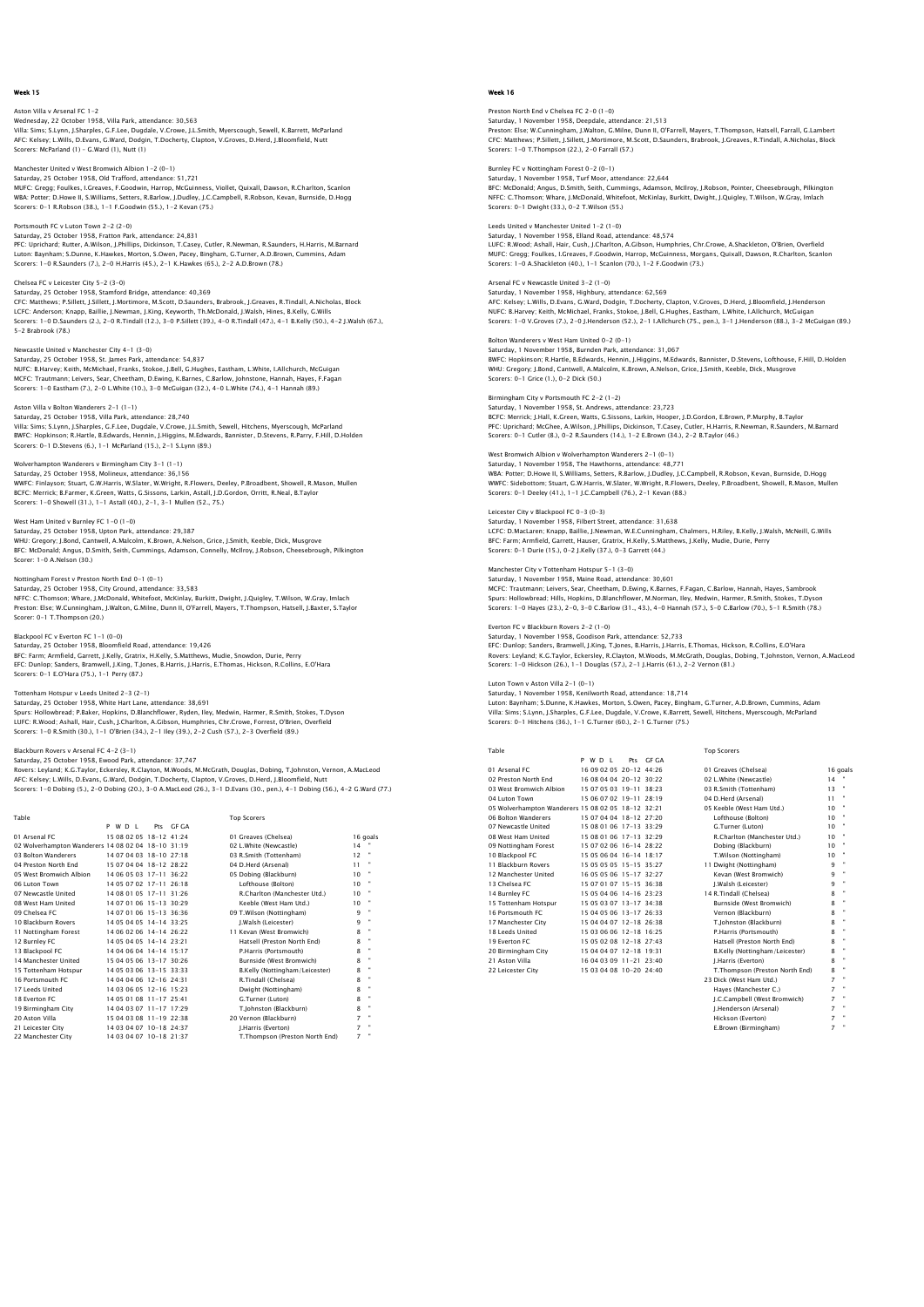## Week 15

Aston Villa v Arsenal FC 1-2
Wednesday, 22 October 1958, Villa Park, attendance: 30,563
Villa: Sims; S.Lynn, J.Sharples, G.F.Lee, Dugdale, V.Crowe, J.L.Smith, Myerscough, Sewell, K.Barrett, McParland
AFC: Kelsey; L.Wills, D.Evans, G.Ward, Dodgin, T.Docherty, Clapton, V.Groves, D.Herd, J.Bloomfield, Nutt
Scorers: McParland (1) - G.Ward (1), Nutt (1)

Manchester United v West Bromwich Albion 1-2 (0-1)
Saturday, 25 October 1958, Old Trafford, attendance: 51,721
MUFC: Gregg; Foulkes, I.Greaves, F.Goodwin, Harrop, McGuinness, Viollet, Quixall, Dawson, R.Charlton, Scanlon
WBA: Potter; D.Howe II, S.Williams, Setters, R.Barlow, J.Dudley, J.C.Campbell, R.Robson, Kevan, Burnside, D.Hogg
Scorers: 0-1 R.Robson (38.), 1-1 F.Goodwin (55.), 1-2 Kevan (75.)

Portsmouth FC v Luton Town 2-2 (2-0)
Saturday, 25 October 1958, Fratton Park, attendance: 24,831
PFC: Uprichard; Rutter, A.Wilson, J.Phillips, Dickinson, T.Casey, Cutler, R.Newman, R.Saunders, H.Harris, M.Barnard
Luton: Baynham; S.Dunne, K.Hawkes, Morton, S.Owen, Pacey, Bingham, G.Turner, A.D.Brown, Cummins, Adam
Scorers: 1-0 R.Saunders (7.), 2-0 H.Harris (45.), 2-1 K.Hawkes (65.), 2-2 A.D.Brown (78.)

Chelsea FC v Leicester City 5-2 (3-0)
Saturday, 25 October 1958, Stamford Bridge, attendance: 40,369
CFC: Matthews; P.Sillett, J.Sillett, J.Mortimore, M.Scott, D.Saunders, Brabrook, J.Greaves, R.Tindall, A.Nicholas, Block
LCFC: Anderson; Knapp, Baillie, J.Newman, J.King, Keyworth, Th.McDonald, J.Walsh, Hines, B.Kelly, G.Wills
Scorers: 1-0 D.Saunders (2.), 2-0 R.Tindall (12.), 3-0 P.Sillett (39.), 4-0 R.Tindall (47.), 4-1 B.Kelly (50.), 4-2 J.Walsh (67.), 5-2 Brabrook (78.)

Newcastle United v Manchester City 4-1 (3-0)
Saturday, 25 October 1958, St. James Park, attendance: 54,837
NUFC: B.Harvey; Keith, McMichael, Franks, Stokoe, J.Bell, G.Hughes, Eastham, L.White, I.Allchurch, McGuigan
MCFC: Trautmann; Leivers, Sear, Cheetham, D.Ewing, K.Barnes, C.Barlow, Johnstone, Hannah, Hayes, F.Fagan
Scorers: 1-0 Eastham (7.), 2-0 L.White (10.), 3-0 McGuigan (32.), 4-0 L.White (74.), 4-1 Hannah (89.)

Aston Villa v Bolton Wanderers 2-1 (1-1)
Saturday, 25 October 1958, Villa Park, attendance: 28,740
Villa: Sims; S.Lynn, J.Sharples, G.F.Lee, Dugdale, V.Crowe, J.L.Smith, Sewell, Hitchens, Myerscough, McParland
BWFC: Hopkinson; R.Hartle, B.Edwards, Hennin, J.Higgins, M.Edwards, Bannister, D.Stevens, R.Parry, F.Hill, D.Holden
Scorers: 0-1 D.Stevens (6.), 1-1 McParland (15.), 2-1 S.Lynn (89.)

Wolverhampton Wanderers v Birmingham City 3-1 (1-1)
Saturday, 25 October 1958, Molineux, attendance: 36,156
WWFC: Finlayson; Stuart, G.W.Harris, W.Slater, W.Wright, R.Flowers, Deeley, P.Broadbent, Showell, R.Mason, Mullen
BCFC: Merrick; B.Farmer, K.Green, Watts, G.Sissons, Larkin, Astall, J.D.Gordon, Orritt, R.Neal, B.Taylor
Scorers: 1-0 Showell (31.), 1-1 Astall (40.), 2-1, 3-1 Mullen (52., 75.)

West Ham United v Burnley FC 1-0 (1-0)
Saturday, 25 October 1958, Upton Park, attendance: 29,387
WHU: Gregory; J.Bond, Cantwell, A.Malcolm, K.Brown, A.Nelson, Grice, J.Smith, Keeble, Dick, Musgrove
BFC: McDonald; Angus, D.Smith, Seith, Cummings, Adamson, Connelly, McIlroy, J.Robson, Cheesebrough, Pilkington
Scorer: 1-0 A.Nelson (30.)

Nottingham Forest v Preston North End 0-1 (0-1)
Saturday, 25 October 1958, City Ground, attendance: 33,583
NFFC: C.Thomson; Whare, J.McDonald, Whitefoot, McKinlay, Burkitt, Dwight, J.Quigley, T.Wilson, W.Gray, Imlach
Preston: Else; W.Cunningham, J.Walton, G.Milne, Dunn II, O'Farrell, Mayers, T.Thompson, Hatsell, J.Baxter, S.Taylor
Scorer: 0-1 T.Thompson (20.)

Blackpool FC v Everton FC 1-1 (0-0)
Saturday, 25 October 1958, Bloomfield Road, attendance: 19,426
BFC: Farm; Armfield, Garrett, J.Kelly, Gratrix, H.Kelly, S.Matthews, Mudie, Snowdon, Durie, Perry
EFC: Dunlop; Sanders, Bramwell, J.King, T.Jones, B.Harris, J.Harris, E.Thomas, Hickson, R.Collins, E.O'Hara
Scorers: 0-1 E.O'Hara (75.), 1-1 Perry (87.)

Tottenham Hotspur v Leeds United 2-3 (2-1)
Saturday, 25 October 1958, White Hart Lane, attendance: 38,691
Spurs: Hollowbread; P.Baker, Hopkins, D.Blanchflower, Ryden, Iley, Medwin, Harmer, R.Smith, Stokes, T.Dyson
LUFC: R.Wood; Ashall, Hair, Cush, J.Charlton, A.Gibson, Humphries, Chr.Crowe, Forrest, O'Brien, Overfield
Scorers: 1-0 R.Smith (30.), 1-1 O'Brien (34.), 2-1 Iley (39.), 2-2 Cush (57.), 2-3 Overfield (89.)

Blackburn Rovers v Arsenal FC 4-2 (3-1)
Saturday, 25 October 1958, Ewood Park, attendance: 37,747
Rovers: Leyland; K.G.Taylor, Eckersley, R.Clayton, M.Woods, M.McGrath, Douglas, Dobing, T.Johnston, Vernon, A.MacLeod
AFC: Kelsey; L.Wills, D.Evans, G.Ward, Dodgin, T.Docherty, Clapton, V.Groves, D.Herd, J.Bloomfield, Nutt
Scorers: 1-0 Dobing (5.), 2-0 Dobing (20.), 3-0 A.MacLeod (26.), 3-1 D.Evans (30., pen.), 4-1 Dobing (56.), 4-2 G.Ward (77.)

Table

| | P | W | D | L | Pts | GF GA |
|---|---|---|---|---|---|---|
| 01 Arsenal FC | 15 | 08 | 02 | 05 | 18-12 | 41:24 |
| 02 Wolverhampton Wanderers | 14 | 08 | 02 | 04 | 18-10 | 31:19 |
| 03 Bolton Wanderers | 14 | 07 | 04 | 03 | 18-10 | 27:18 |
| 04 Preston North End | 15 | 07 | 04 | 04 | 18-12 | 28:22 |
| 05 West Bromwich Albion | 14 | 06 | 05 | 03 | 17-11 | 36:22 |
| 06 Luton Town | 14 | 05 | 07 | 02 | 17-11 | 26:18 |
| 07 Newcastle United | 14 | 08 | 01 | 05 | 17-11 | 31:26 |
| 08 West Ham United | 14 | 07 | 01 | 06 | 15-13 | 30:29 |
| 09 Chelsea FC | 14 | 07 | 01 | 06 | 15-13 | 36:36 |
| 10 Blackburn Rovers | 14 | 05 | 04 | 05 | 14-14 | 33:25 |
| 11 Nottingham Forest | 14 | 06 | 02 | 06 | 14-14 | 26:22 |
| 12 Burnley FC | 14 | 05 | 04 | 05 | 14-14 | 23:21 |
| 13 Blackpool FC | 14 | 04 | 06 | 04 | 14-14 | 15:17 |
| 14 Manchester United | 15 | 04 | 05 | 06 | 13-17 | 30:26 |
| 15 Tottenham Hotspur | 14 | 05 | 03 | 06 | 13-15 | 33:33 |
| 16 Portsmouth FC | 14 | 04 | 04 | 06 | 12-16 | 24:31 |
| 17 Leeds United | 14 | 03 | 06 | 05 | 12-16 | 15:23 |
| 18 Everton FC | 14 | 05 | 01 | 08 | 11-17 | 25:41 |
| 19 Birmingham City | 14 | 04 | 03 | 07 | 11-17 | 17:29 |
| 20 Aston Villa | 15 | 04 | 03 | 08 | 11-19 | 22:38 |
| 21 Leicester City | 14 | 03 | 04 | 07 | 10-18 | 24:37 |
| 22 Manchester City | 14 | 03 | 04 | 07 | 10-18 | 21:37 |

Top Scorers

| | | |
|---|---|---|
| 01 | Greaves (Chelsea) | 16 goals |
| 02 | L.White (Newcastle) | 14 " |
| 03 | R.Smith (Tottenham) | 12 " |
| 04 | D.Herd (Arsenal) | 11 " |
| 05 | Dobing (Blackburn) | 10 " |
| | Lofthouse (Bolton) | 10 " |
| | R.Charlton (Manchester Utd.) | 10 " |
| | Keeble (West Ham Utd.) | 10 " |
| 09 | T.Wilson (Nottingham) | 9 " |
| | J.Walsh (Leicester) | 9 " |
| 11 | Kevan (West Bromwich) | 8 " |
| | Hatsell (Preston North End) | 8 " |
| | G.Turner (Luton) | 8 " |
| | P.Harris (Portsmouth) | 8 " |
| | Burnside (West Bromwich) | 8 " |
| | B.Kelly (Nottingham/Leicester) | 8 " |
| | R.Tindall (Chelsea) | 8 " |
| | Dwight (Nottingham) | 8 " |
| | G.Turner (Luton) | 8 " |
| | T.Johnston (Blackburn) | 8 " |
| 20 | Vernon (Blackburn) | 7 " |
| | J.Harris (Everton) | 7 " |
| | T.Thompson (Preston North End) | 7 " |

## Week 16

Preston North End v Chelsea FC 2-0 (1-0)
Saturday, 1 November 1958, Deepdale, attendance: 21,513
Preston: Else; W.Cunningham, J.Walton, G.Milne, Dunn II, O'Farrell, Mayers, T.Thompson, Hatsell, Farrall, G.Lambert
CFC: Matthews; P.Sillett, J.Sillett, J.Mortimore, M.Scott, D.Saunders, Brabrook, J.Greaves, R.Tindall, A.Nicholas, Block
Scorers: 1-0 T.Thompson (22.), 2-0 Farrall (57.)

Burnley FC v Nottingham Forest 0-2 (0-1)
Saturday, 1 November 1958, Turf Moor, attendance: 22,644
BFC: McDonald; Angus, D.Smith, Seith, Cummings, Adamson, McIlroy, J.Robson, Pointer, Cheesebrough, Pilkington
NFFC: C.Thomson; Whare, J.McDonald, Whitefoot, McKinlay, Burkitt, Dwight, J.Quigley, T.Wilson, W.Gray, Imlach
Scorers: 0-1 Dwight (33.), 0-2 T.Wilson (55.)

Leeds United v Manchester United 1-2 (1-0)
Saturday, 1 November 1958, Elland Road, attendance: 48,574
LUFC: R.Wood; Ashall, Hair, Cush, J.Charlton, A.Gibson, Humphries, Chr.Crowe, A.Shackleton, O'Brien, Overfield
MUFC: Gregg; Foulkes, I.Greaves, F.Goodwin, Harrop, McGuinness, Morgans, Quixall, Dawson, R.Charlton, Scanlon
Scorers: 1-0 A.Shackleton (40.), 1-1 Scanlon (70.), 1-2 F.Goodwin (73.)

Arsenal FC v Newcastle United 3-2 (1-0)
Saturday, 1 November 1958, Highbury, attendance: 62,569
AFC: Kelsey; L.Wills, D.Evans, G.Ward, Dodgin, T.Docherty, Clapton, V.Groves, D.Herd, J.Bloomfield, J.Henderson
NUFC: B.Harvey; Keith, McMichael, Franks, Stokoe, J.Bell, G.Hughes, Eastham, L.White, I.Allchurch, McGuigan
Scorers: 1-0 V.Groves (7.), 2-0 J.Henderson (52.), 2-1 I.Allchurch (75., pen.), 3-1 J.Henderson (88.), 3-2 McGuigan (89.)

Bolton Wanderers v West Ham United 0-2 (0-1)
Saturday, 1 November 1958, Burnden Park, attendance: 31,067
BWFC: Hopkinson; R.Hartle, B.Edwards, Hennin, J.Higgins, M.Edwards, Bannister, D.Stevens, Lofthouse, F.Hill, D.Holden
WHU: Gregory; J.Bond, Cantwell, A.Malcolm, K.Brown, A.Nelson, Grice, J.Smith, Keeble, Dick, Musgrove
Scorers: 0-1 Grice (1.), 0-2 Dick (50.)

Birmingham City v Portsmouth FC 2-2 (1-2)
Saturday, 1 November 1958, St. Andrews, attendance: 23,723
BCFC: Merrick; J.Hall, K.Green, Watts, G.Sissons, Larkin, Hooper, J.D.Gordon, E.Brown, P.Murphy, B.Taylor
PFC: Uprichard; McGhee, A.Wilson, J.Phillips, Dickinson, T.Casey, Cutler, H.Harris, R.Newman, R.Saunders, M.Barnard
Scorers: 0-1 Cutler (8.), 0-2 R.Saunders (14.), 1-2 E.Brown (34.), 2-2 B.Taylor (46.)

West Bromwich Albion v Wolverhampton Wanderers 2-1 (0-1)
Saturday, 1 November 1958, The Hawthorns, attendance: 48,771
WBA: Potter; D.Howe II, S.Williams, Setters, R.Barlow, J.Dudley, J.C.Campbell, R.Robson, Kevan, Burnside, D.Hogg
WWFC: Sidebottom; Stuart, G.W.Harris, W.Slater, W.Wright, R.Flowers, Deeley, P.Broadbent, Showell, R.Mason, Mullen
Scorers: 0-1 Deeley (41.), 1-1 J.C.Campbell (76.), 2-1 Kevan (88.)

Leicester City v Blackpool FC 0-3 (0-3)
Saturday, 1 November 1958, Filbert Street, attendance: 31,638
LCFC: D.MacLaren; Knapp, Baillie, J.Newman, W.E.Cunningham, Chalmers, H.Riley, B.Kelly, J.Walsh, McNeill, G.Wills
BFC: Farm; Armfield, Garrett, Hauser, Gratrix, H.Kelly, S.Matthews, J.Kelly, Mudie, Durie, Perry
Scorers: 0-1 Durie (15.), 0-2 J.Kelly (37.), 0-3 Garrett (44.)

Manchester City v Tottenham Hotspur 5-1 (3-0)
Saturday, 1 November 1958, Maine Road, attendance: 30,601
MCFC: Trautmann; Leivers, Sear, Cheetham, D.Ewing, K.Barnes, F.Fagan, C.Barlow, Hannah, Hayes, Sambrook
Spurs: Hollowbread; Hills, Hopkins, D.Blanchflower, M.Norman, Iley, Medwin, Harmer, R.Smith, Stokes, T.Dyson
Scorers: 1-0 Hayes (23.), 2-0, 3-0 C.Barlow (31., 43.), 4-0 Hannah (57.), 5-0 C.Barlow (70.), 5-1 R.Smith (78.)

Everton FC v Blackburn Rovers 2-2 (1-0)
Saturday, 1 November 1958, Goodison Park, attendance: 52,733
EFC: Dunlop; Sanders, Bramwell, J.King, T.Jones, B.Harris, J.Harris, E.Thomas, Hickson, R.Collins, E.O'Hara
Rovers: Leyland; K.G.Taylor, Eckersley, R.Clayton, M.Woods, M.McGrath, Douglas, Dobing, T.Johnston, Vernon, A.MacLeod
Scorers: 1-0 Hickson (26.), 1-1 Douglas (57.), 2-1 J.Harris (61.), 2-2 Vernon (81.)

Luton Town v Aston Villa 2-1 (0-1)
Saturday, 1 November 1958, Kenilworth Road, attendance: 18,714
Luton: Baynham; S.Dunne, K.Hawkes, Morton, S.Owen, Pacey, Bingham, G.Turner, A.D.Brown, Cummins, Adam
Villa: Sims; S.Lynn, J.Sharples, G.F.Lee, Dugdale, V.Crowe, K.Barrett, Sewell, Hitchens, Myerscough, McParland
Scorers: 0-1 Hitchens (36.), 1-1 G.Turner (60.), 2-1 G.Turner (75.)

Table

| | P | W | D | L | Pts | GF GA |
|---|---|---|---|---|---|---|
| 01 Arsenal FC | 16 | 09 | 02 | 05 | 20-12 | 44:26 |
| 02 Preston North End | 16 | 08 | 04 | 04 | 20-12 | 30:22 |
| 03 West Bromwich Albion | 15 | 07 | 05 | 03 | 19-11 | 38:23 |
| 04 Luton Town | 15 | 06 | 07 | 02 | 19-11 | 28:19 |
| 05 Wolverhampton Wanderers | 15 | 08 | 02 | 05 | 18-12 | 32:21 |
| 06 Bolton Wanderers | 15 | 07 | 04 | 04 | 18-12 | 27:20 |
| 07 Newcastle United | 15 | 08 | 01 | 06 | 17-13 | 33:29 |
| 08 West Ham United | 15 | 08 | 01 | 06 | 17-13 | 32:29 |
| 09 Nottingham Forest | 15 | 07 | 02 | 06 | 16-14 | 28:22 |
| 10 Blackpool FC | 15 | 05 | 06 | 04 | 16-14 | 18:17 |
| 11 Blackburn Rovers | 15 | 05 | 05 | 05 | 15-15 | 35:27 |
| 12 Manchester United | 16 | 05 | 05 | 06 | 15-17 | 32:27 |
| 13 Chelsea FC | 15 | 07 | 01 | 07 | 15-15 | 36:38 |
| 14 Burnley FC | 15 | 05 | 04 | 06 | 14-16 | 23:23 |
| 15 Tottenham Hotspur | 15 | 05 | 03 | 07 | 13-17 | 34:38 |
| 16 Portsmouth FC | 15 | 04 | 05 | 06 | 13-17 | 26:33 |
| 17 Manchester City | 15 | 04 | 04 | 07 | 12-18 | 26:38 |
| 18 Leeds United | 15 | 03 | 06 | 06 | 12-18 | 16:25 |
| 19 Everton FC | 15 | 05 | 02 | 08 | 12-18 | 27:43 |
| 20 Birmingham City | 15 | 04 | 04 | 07 | 12-18 | 19:31 |
| 21 Aston Villa | 16 | 04 | 03 | 09 | 11-21 | 23:40 |
| 22 Leicester City | 15 | 03 | 04 | 08 | 10-20 | 24:40 |

Top Scorers

| | | |
|---|---|---|
| 01 | Greaves (Chelsea) | 16 goals |
| 02 | L.White (Newcastle) | 14 " |
| 03 | R.Smith (Tottenham) | 13 " |
| 04 | D.Herd (Arsenal) | 11 " |
| 05 | Keeble (West Ham Utd.) | 10 " |
| | Lofthouse (Bolton) | 10 " |
| | R.Charlton (Manchester Utd.) | 10 " |
| | G.Turner (Luton) | 10 " |
| | Dobing (Blackburn) | 10 " |
| | T.Wilson (Nottingham) | 10 " |
| 11 | Dwight (Nottingham) | 9 " |
| | Kevan (West Bromwich) | 9 " |
| | J.Walsh (Leicester) | 9 " |
| 14 | R.Tindall (Chelsea) | 8 " |
| | Burnside (West Bromwich) | 8 " |
| | Vernon (Blackburn) | 8 " |
| | T.Johnston (Blackburn) | 8 " |
| | P.Harris (Portsmouth) | 8 " |
| | Hatsell (Preston North End) | 8 " |
| | B.Kelly (Nottingham/Leicester) | 8 " |
| | J.Harris (Everton) | 8 " |
| | T.Thompson (Preston North End) | 8 " |
| 23 | Dick (West Ham Utd.) | 7 " |
| | Hayes (Manchester C.) | 7 " |
| | J.C.Campbell (West Bromwich) | 7 " |
| | J.Henderson (Arsenal) | 7 " |
| | Hickson (Everton) | 7 " |
| | E.Brown (Birmingham) | 7 " |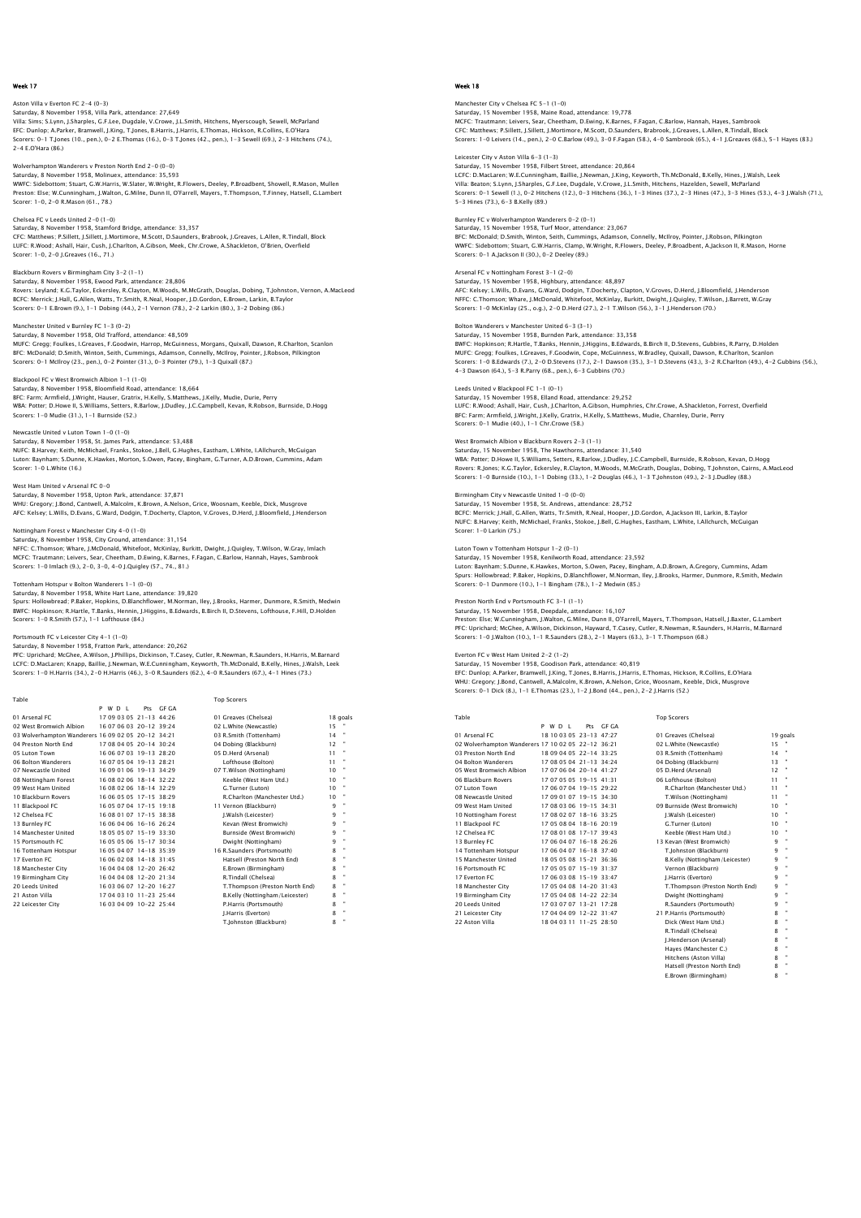## Week 17

Aston Villa v Everton FC 2-4 (0-3)
Saturday, 8 November 1958, Villa Park, attendance: 27,649
Villa: Sims; S.Lynn, J.Sharples, G.F.Lee, Dugdale, V.Crowe, J.L.Smith, Hitchens, Myerscough, Sewell, McParland
EFC: Dunlop; A.Parker, Bramwell, J.King, T.Jones, B.Harris, J.Harris, E.Thomas, Hickson, R.Collins, E.O'Hara
Scorers: 0-1 T.Jones (10., pen.), 0-2 E.Thomas (16.), 0-3 T.Jones (42., pen.), 1-3 Sewell (69.), 2-3 Hitchens (74.), 2-4 E.O'Hara (86.)

Wolverhampton Wanderers v Preston North End 2-0 (0-0)
Saturday, 8 November 1958, Molinuex, attendance: 35,593
WWFC: Sidebottom; Stuart, G.W.Harris, W.Slater, W.Wright, R.Flowers, Deeley, P.Broadbent, Showell, R.Mason, Mullen
Preston: Else; W.Cunningham, J.Walton, G.Milne, Dunn II, O'Farrell, Mayers, T.Thompson, T.Finney, Hatsell, G.Lambert
Scorer: 1-0, 2-0 R.Mason (61., 78.)

Chelsea FC v Leeds United 2-0 (1-0)
Saturday, 8 November 1958, Stamford Bridge, attendance: 33,357
CFC: Matthews; P.Sillett, J.Sillett, J.Mortimore, M.Scott, D.Saunders, Brabrook, J.Greaves, L.Allen, R.Tindall, Block
LUFC: R.Wood; Ashall, Hair, Cush, J.Charlton, A.Gibson, Meek, Chr.Crowe, A.Shackleton, O'Brien, Overfield
Scorer: 1-0, 2-0 J.Greaves (16., 71.)

Blackburn Rovers v Birmingham City 3-2 (1-1)
Saturday, 8 November 1958, Ewood Park, attendance: 28,806
Rovers: Leyland; K.G.Taylor, Eckersley, R.Clayton, M.Woods, M.McGrath, Douglas, Dobing, T.Johnston, Vernon, A.MacLeod
BCFC: Merrick; J.Hall, G.Allen, Watts, Tr.Smith, R.Neal, Hooper, J.D.Gordon, E.Brown, Larkin, B.Taylor
Scorers: 0-1 E.Brown (9.), 1-1 Dobing (44.), 2-1 Vernon (78.), 2-2 Larkin (80.), 3-2 Dobing (86.)

Manchester United v Burnley FC 1-3 (0-2)
Saturday, 8 November 1958, Old Trafford, attendance: 48,509
MUFC: Gregg; Foulkes, I.Greaves, F.Goodwin, Harrop, McGuinness, Morgans, Quixall, Dawson, R.Charlton, Scanlon
BFC: McDonald; D.Smith, Winton, Seith, Cummings, Adamson, Connelly, McIlroy, Pointer, J.Robson, Pilkington
Scorers: 0-1 McIlroy (23., pen.), 0-2 Pointer (31.), 0-3 Pointer (79.), 1-3 Quixall (87.)

Blackpool FC v West Bromwich Albion 1-1 (1-0)
Saturday, 8 November 1958, Bloomfield Road, attendance: 18,664
BFC: Farm; Armfield, J.Wright, Hauser, Gratrix, H.Kelly, S.Matthews, J.Kelly, Mudie, Durie, Perry
WBA: Potter; D.Howe II, S.Williams, Setters, R.Barlow, J.Dudley, J.C.Campbell, Kevan, R.Robson, Burnside, D.Hogg
Scorers: 1-0 Mudie (31.), 1-1 Burnside (52.)

Newcastle United v Luton Town 1-0 (1-0)
Saturday, 8 November 1958, St. James Park, attendance: 53,488
NUFC: B.Harvey; Keith, McMichael, Franks, Stokoe, J.Bell, G.Hughes, Eastham, L.White, I.Allchurch, McGuigan
Luton: Baynham; S.Dunne, K.Hawkes, Morton, S.Owen, Pacey, Bingham, G.Turner, A.D.Brown, Cummins, Adam
Scorer: 1-0 L.White (16.)

West Ham United v Arsenal FC 0-0
Saturday, 8 November 1958, Upton Park, attendance: 37,871
WHU: Gregory; J.Bond, Cantwell, A.Malcolm, K.Brown, A.Nelson, Grice, Woosnam, Keeble, Dick, Musgrove
AFC: Kelsey; L.Wills, D.Evans, G.Ward, Dodgin, T.Docherty, Clapton, V.Groves, D.Herd, J.Bloomfield, J.Henderson

Nottingham Forest v Manchester City 4-0 (1-0)
Saturday, 8 November 1958, City Ground, attendance: 31,154
NFFC: C.Thomson; Whare, J.McDonald, Whitefoot, McKinlay, Burkitt, Dwight, J.Quigley, T.Wilson, W.Gray, Imlach
MCFC: Trautmann; Leivers, Sear, Cheetham, D.Ewing, K.Barnes, F.Fagan, C.Barlow, Hannah, Hayes, Sambrook
Scorers: 1-0 Imlach (9.), 2-0, 3-0, 4-0 J.Quigley (57., 74., 81.)

Tottenham Hotspur v Bolton Wanderers 1-1 (0-0)
Saturday, 8 November 1958, White Hart Lane, attendance: 39,820
Spurs: Hollowbread; P.Baker, Hopkins, D.Blanchflower, M.Norman, Iley, J.Brooks, Harmer, Dunmore, R.Smith, Medwin
BWFC: Hopkinson; R.Hartle, T.Banks, Hennin, J.Higgins, B.Edwards, B.Birch II, D.Stevens, Lofthouse, F.Hill, D.Holden
Scorers: 1-0 R.Smith (57.), 1-1 Lofthouse (84.)

Portsmouth FC v Leicester City 4-1 (1-0)
Saturday, 8 November 1958, Fratton Park, attendance: 20,262
PFC: Uprichard; McGhee, A.Wilson, J.Phillips, Dickinson, T.Casey, Cutler, R.Newman, R.Saunders, H.Harris, M.Barnard
LCFC: D.MacLaren; Knapp, Baillie, J.Newman, W.E.Cunningham, Keyworth, Th.McDonald, B.Kelly, Hines, J.Walsh, Leek
Scorers: 1-0 H.Harris (34.), 2-0 H.Harris (46.), 3-0 R.Saunders (62.), 4-0 R.Saunders (67.), 4-1 Hines (73.)

Table

| | P | W | D | L | Pts | GF GA |
|---|---|---|---|---|---|---|
| 01 Arsenal FC | 17 | 09 | 03 | 05 | 21-13 | 44:26 |
| 02 West Bromwich Albion | 16 | 07 | 06 | 03 | 20-12 | 39:24 |
| 03 Wolverhampton Wanderers | 16 | 09 | 02 | 05 | 20-12 | 34:21 |
| 04 Preston North End | 17 | 08 | 04 | 05 | 20-14 | 30:24 |
| 05 Luton Town | 16 | 06 | 07 | 03 | 19-13 | 28:20 |
| 06 Bolton Wanderers | 16 | 07 | 05 | 04 | 19-13 | 28:21 |
| 07 Newcastle United | 16 | 09 | 01 | 06 | 19-13 | 34:29 |
| 08 Nottingham Forest | 16 | 08 | 02 | 06 | 18-14 | 32:22 |
| 09 West Ham United | 16 | 08 | 02 | 06 | 18-14 | 32:29 |
| 10 Blackburn Rovers | 16 | 06 | 05 | 05 | 17-15 | 38:29 |
| 11 Blackpool FC | 16 | 05 | 07 | 04 | 17-15 | 19:18 |
| 12 Chelsea FC | 16 | 08 | 01 | 07 | 17-15 | 38:38 |
| 13 Burnley FC | 16 | 06 | 04 | 06 | 16-16 | 26:24 |
| 14 Manchester United | 18 | 05 | 05 | 07 | 15-19 | 33:30 |
| 15 Portsmouth FC | 16 | 05 | 05 | 06 | 15-17 | 30:34 |
| 16 Tottenham Hotspur | 16 | 05 | 04 | 07 | 14-18 | 35:39 |
| 17 Everton FC | 16 | 06 | 02 | 08 | 14-18 | 31:45 |
| 18 Manchester City | 16 | 04 | 04 | 08 | 12-20 | 26:42 |
| 19 Birmingham City | 16 | 04 | 04 | 08 | 12-20 | 21:34 |
| 20 Leeds United | 16 | 03 | 06 | 07 | 12-20 | 16:27 |
| 21 Aston Villa | 17 | 04 | 03 | 10 | 11-23 | 25:44 |
| 22 Leicester City | 16 | 03 | 04 | 09 | 10-22 | 25:44 |

Top Scorers

| | | |
|---|---|---|
| 01 Greaves (Chelsea) | 18 goals | |
| 02 L.White (Newcastle) | 15 | " |
| 03 R.Smith (Tottenham) | 14 | " |
| 04 Dobing (Blackburn) | 12 | " |
| 05 D.Herd (Arsenal) | 11 | " |
| Lofthouse (Bolton) | 11 | " |
| 07 T.Wilson (Nottingham) | 10 | " |
| Keeble (West Ham Utd.) | 10 | " |
| G.Turner (Luton) | 10 | " |
| R.Charlton (Manchester Utd.) | 10 | " |
| 11 Vernon (Blackburn) | 9 | " |
| J.Walsh (Leicester) | 9 | " |
| Kevan (West Bromwich) | 9 | " |
| Burnside (West Bromwich) | 9 | " |
| Dwight (Nottingham) | 9 | " |
| 16 R.Saunders (Portsmouth) | 8 | " |
| Hatsell (Preston North End) | 8 | " |
| E.Brown (Birmingham) | 8 | " |
| R.Tindall (Chelsea) | 8 | " |
| T.Thompson (Preston North End) | 8 | " |
| B.Kelly (Nottingham/Leicester) | 8 | " |
| P.Harris (Portsmouth) | 8 | " |
| J.Harris (Everton) | 8 | " |
| T.Johnston (Blackburn) | 8 | " |

## Week 18

Manchester City v Chelsea FC 5-1 (1-0)
Saturday, 15 November 1958, Maine Road, attendance: 19,778
MCFC: Trautmann; Leivers, Sear, Cheetham, D.Ewing, K.Barnes, F.Fagan, C.Barlow, Hannah, Hayes, Sambrook
CFC: Matthews; P.Sillett, J.Sillett, J.Mortimore, M.Scott, D.Saunders, Brabrook, J.Greaves, L.Allen, R.Tindall, Block
Scorers: 1-0 Leivers (14., pen.), 2-0 C.Barlow (49.), 3-0 F.Fagan (58.), 4-0 Sambrook (65.), 4-1 J.Greaves (68.), 5-1 Hayes (83.)

Leicester City v Aston Villa 6-3 (1-3)
Saturday, 15 November 1958, Filbert Street, attendance: 20,864
LCFC: D.MacLaren; W.E.Cunningham, Baillie, J.Newman, J.King, Keyworth, Th.McDonald, B.Kelly, Hines, J.Walsh, Leek
Villa: Sims; S.Lynn, J.Sharples, G.F.Lee, Dugdale, V.Crowe, J.L.Smith, Hitchens, Hazelden, Sewell, McParland
Scorers: 0-1 Sewell (1.), 0-2 Hitchens (12.), 0-3 Hitchens (36.), 1-3 Hines (37.), 2-3 Hines (47.), 3-3 Hines (53.), 4-3 J.Walsh (71.), 5-3 Hines (73.), 6-3 B.Kelly (89.)

Burnley FC v Wolverhampton Wanderers 0-2 (0-1)
Saturday, 15 November 1958, Turf Moor, attendance: 23,067
BFC: McDonald; D.Smith, Winton, Seith, Cummings, Adamson, Connelly, McIlroy, Pointer, J.Robson, Pilkington
WWFC: Sidebottom; Stuart, G.W.Harris, Clamp, W.Wright, R.Flowers, Deeley, P.Broadbent, A.Jackson II, R.Mason, Horne
Scorers: 0-1 A.Jackson II (30.), 0-2 Deeley (89.)

Arsenal FC v Nottingham Forest 3-1 (2-0)
Saturday, 15 November 1958, Highbury, attendance: 48,897
AFC: Kelsey; L.Wills, D.Evans, G.Ward, Dodgin, T.Docherty, Clapton, V.Groves, D.Herd, J.Bloomfield, J.Henderson
NFFC: C.Thomson; Whare, J.McDonald, Whitefoot, McKinlay, Burkitt, Dwight, J.Quigley, T.Wilson, J.Barrett, W.Gray
Scorers: 1-0 McKinlay (25., o.g.), 2-0 D.Herd (27.), 2-1 T.Wilson (56.), 3-1 J.Henderson (70.)

Bolton Wanderers v Manchester United 6-3 (3-1)
Saturday, 15 November 1958, Burnden Park, attendance: 33,358
BWFC: Hopkinson; R.Hartle, T.Banks, Hennin, J.Higgins, B.Edwards, B.Birch II, D.Stevens, Gubbins, R.Parry, D.Holden
MUFC: Gregg; Foulkes, I.Greaves, F.Goodwin, Cope, McGuinness, W.Bradley, Quixall, Dawson, R.Charlton, Scanlon
Scorers: 1-0 B.Edwards (7.), 2-0 D.Stevens (17.), 2-1 Dawson (35.), 3-1 D.Stevens (43.), 3-2 R.Charlton (49.), 4-2 Gubbins (56.), 4-3 Dawson (64.), 5-3 R.Parry (68., pen.), 6-3 Gubbins (70.)

Leeds United v Blackpool FC 1-1 (0-1)
Saturday, 15 November 1958, Elland Road, attendance: 29,252
LUFC: R.Wood; Ashall, Hair, Cush, J.Charlton, A.Gibson, Humphries, Chr.Crowe, A.Shackleton, Forrest, Overfield
BFC: Farm; Armfield, J.Wright, J.Kelly, Gratrix, H.Kelly, S.Matthews, Mudie, Charnley, Durie, Perry
Scorers: 0-1 Mudie (40.), 1-1 Chr.Crowe (58.)

West Bromwich Albion v Blackburn Rovers 2-3 (1-1)
Saturday, 15 November 1958, The Hawthorns, attendance: 31,540
WBA: Potter; D.Howe II, S.Williams, Setters, R.Barlow, J.Dudley, J.C.Campbell, Burnside, R.Robson, Kevan, D.Hogg
Rovers: R.Jones; K.G.Taylor, Eckersley, R.Clayton, M.Woods, M.McGrath, Douglas, Dobing, T.Johnston, Cairns, A.MacLeod
Scorers: 1-0 Burnside (10.), 1-1 Dobing (33.), 1-2 Douglas (46.), 1-3 T.Johnston (49.), 2-3 J.Dudley (88.)

Birmingham City v Newcastle United 1-0 (0-0)
Saturday, 15 November 1958, St. Andrews, attendance: 28,752
BCFC: Merrick; J.Hall, G.Allen, Watts, Tr.Smith, R.Neal, Hooper, J.D.Gordon, A.Jackson III, Larkin, B.Taylor
NUFC: B.Harvey; Keith, McMichael, Franks, Stokoe, J.Bell, G.Hughes, Eastham, L.White, I.Allchurch, McGuigan
Scorer: 1-0 Larkin (75.)

Luton Town v Tottenham Hotspur 1-2 (0-1)
Saturday, 15 November 1958, Kenilworth Road, attendance: 23,592
Luton: Baynham; S.Dunne, K.Hawkes, Morton, S.Owen, Pacey, Bingham, A.D.Brown, A.Gregory, Cummins, Adam
Spurs: Hollowbread; P.Baker, Hopkins, D.Blanchflower, M.Norman, Iley, J.Brooks, Harmer, Dunmore, R.Smith, Medwin
Scorers: 0-1 Dunmore (10.), 1-1 Bingham (78.), 1-2 Medwin (85.)

Preston North End v Portsmouth FC 3-1 (1-1)
Saturday, 15 November 1958, Deepdale, attendance: 16,107
Preston: Else; W.Cunningham, J.Walton, G.Milne, Dunn II, O'Farrell, Mayers, T.Thompson, Hatsell, J.Baxter, G.Lambert
PFC: Uprichard; McGhee, A.Wilson, Dickinson, Hayward, T.Casey, Cutler, R.Newman, R.Saunders, H.Harris, M.Barnard
Scorers: 1-0 J.Walton (10.), 1-1 R.Saunders (28.), 2-1 Mayers (63.), 3-1 T.Thompson (68.)

Everton FC v West Ham United 2-2 (1-2)
Saturday, 15 November 1958, Goodison Park, attendance: 40,819
EFC: Dunlop; A.Parker, Bramwell, J.King, T.Jones, B.Harris, J.Harris, E.Thomas, Hickson, R.Collins, E.O'Hara
WHU: Gregory; J.Bond, Cantwell, A.Malcolm, K.Brown, A.Nelson, Grice, Woosnam, Keeble, Dick, Musgrove
Scorers: 0-1 Dick (8.), 1-1 E.Thomas (23.), 1-2 J.Bond (44., pen.), 2-2 J.Harris (52.)

Table

| | P | W | D | L | Pts | GF GA |
|---|---|---|---|---|---|---|
| 01 Arsenal FC | 18 | 10 | 03 | 05 | 23-13 | 47:27 |
| 02 Wolverhampton Wanderers | 17 | 10 | 02 | 05 | 22-12 | 36:21 |
| 03 Preston North End | 18 | 09 | 04 | 05 | 22-14 | 33:25 |
| 04 Bolton Wanderers | 17 | 08 | 05 | 04 | 21-13 | 34:24 |
| 05 West Bromwich Albion | 17 | 07 | 06 | 04 | 20-14 | 41:27 |
| 06 Blackburn Rovers | 17 | 07 | 05 | 05 | 19-15 | 41:31 |
| 07 Luton Town | 17 | 06 | 07 | 04 | 19-15 | 29:22 |
| 08 Newcastle United | 17 | 09 | 01 | 07 | 19-15 | 34:30 |
| 09 West Ham United | 17 | 08 | 03 | 06 | 19-15 | 34:31 |
| 10 Nottingham Forest | 17 | 08 | 02 | 07 | 18-16 | 33:25 |
| 11 Blackpool FC | 17 | 05 | 08 | 04 | 18-16 | 20:19 |
| 12 Chelsea FC | 17 | 08 | 01 | 08 | 17-17 | 39:43 |
| 13 Burnley FC | 17 | 06 | 04 | 07 | 16-18 | 26:26 |
| 14 Tottenham Hotspur | 17 | 06 | 04 | 07 | 16-18 | 37:40 |
| 15 Manchester United | 18 | 05 | 05 | 08 | 15-21 | 36:36 |
| 16 Portsmouth FC | 17 | 05 | 05 | 07 | 15-19 | 31:37 |
| 17 Everton FC | 17 | 06 | 03 | 08 | 15-19 | 33:47 |
| 18 Manchester City | 17 | 05 | 04 | 08 | 14-20 | 31:43 |
| 19 Birmingham City | 17 | 05 | 04 | 08 | 14-22 | 22:34 |
| 20 Leeds United | 17 | 03 | 07 | 07 | 13-21 | 17:28 |
| 21 Leicester City | 17 | 04 | 04 | 09 | 12-22 | 31:47 |
| 22 Aston Villa | 18 | 04 | 03 | 11 | 11-25 | 28:50 |

Top Scorers

| | | |
|---|---|---|
| 01 Greaves (Chelsea) | 19 goals | |
| 02 L.White (Newcastle) | 15 | " |
| 03 R.Smith (Tottenham) | 14 | " |
| 04 Dobing (Blackburn) | 13 | " |
| 05 D.Herd (Arsenal) | 12 | " |
| 06 Lofthouse (Bolton) | 11 | " |
| R.Charlton (Manchester Utd.) | 11 | " |
| T.Wilson (Nottingham) | 11 | " |
| 09 Burnside (West Bromwich) | 10 | " |
| J.Walsh (Leicester) | 10 | " |
| G.Turner (Luton) | 10 | " |
| Keeble (West Ham Utd.) | 10 | " |
| 13 Kevan (West Bromwich) | 9 | " |
| T.Johnston (Blackburn) | 9 | " |
| B.Kelly (Nottingham/Leicester) | 9 | " |
| Vernon (Blackburn) | 9 | " |
| J.Harris (Everton) | 9 | " |
| T.Thompson (Preston North End) | 9 | " |
| Dwight (Nottingham) | 9 | " |
| R.Saunders (Portsmouth) | 9 | " |
| 21 P.Harris (Portsmouth) | 8 | " |
| Dick (West Ham Utd.) | 8 | " |
| R.Tindall (Chelsea) | 8 | " |
| J.Henderson (Arsenal) | 8 | " |
| Hayes (Manchester C.) | 8 | " |
| Hitchens (Aston Villa) | 8 | " |
| Hatsell (Preston North End) | 8 | " |
| E.Brown (Birmingham) | 8 | " |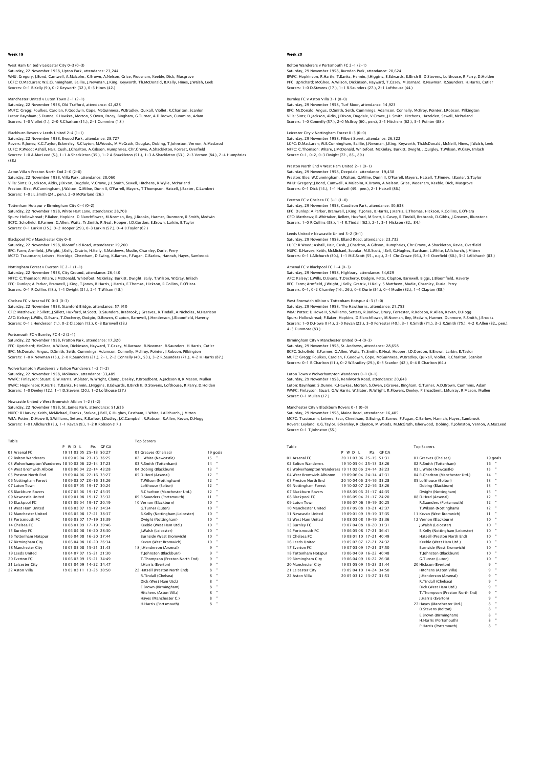## Week 19

West Ham United v Leicester City 0–3 (0–3)
Saturday, 22 November 1958, Upton Park, attendance: 23,244
WHU: Gregory; J.Bond, Cantwell, A.Malcolm, K.Brown, A.Nelson, Grice, Woosnam, Keeble, Dick, Musgrove
LCFC: D.MacLaren; W.E.Cunningham, Baillie, J.Newman, J.King, Keyworth, Th.McDonald, B.Kelly, Hines, J.Walsh, Leek
Scorers: 0–1 B.Kelly (9.), 0–2 Keyworth (32.), 0–3 Hines (42.)

Manchester United v Luton Town 2–1 (2–1)
Saturday, 22 November 1958, Old Trafford, attendance: 42,428
MUFC: Gregg; Foulkes, Carolan, F.Goodwin, Cope, McGuinness, W.Bradley, Quixall, Viollet, R.Charlton, Scanlon
Luton: Baynham; S.Dunne, K.Hawkes, Morton, S.Owen, Pacey, Bingham, G.Turner, A.D.Brown, Cummins, Adam
Scorers: 1–0 Viollet (1.), 2–0 R.Charlton (11.), 2–1 Cummins (18.)

Blackburn Rovers v Leeds United 2–4 (1–1)
Saturday, 22 November 1958, Ewood Park, attendance: 28,727
Rovers: R.Jones; K.G.Taylor, Eckersley, R.Clayton, M.Woods, M.McGrath, Douglas, Dobing, T.Johnston, Vernon, A.MacLeod
LUFC: R.Wood; Ashall, Hair, Cush, J.Charlton, A.Gibson, Humphries, Chr.Crowe, A.Shackleton, Forrest, Overfield
Scorers: 1–0 A.MacLeod (5.), 1–1 A.Shackleton (35.), 1–2 A.Shackleton (51.), 1–3 A.Shackleton (63.), 2–3 Vernon (84.), 2–4 Humphries (88.)

Aston Villa v Preston North End 2–0 (2–0)
Saturday, 22 November 1958, Villa Park, attendance: 28,060
Villa: Sims; D.Jackson, Aldis, J.Dixon, Dugdale, V.Crowe, J.L.Smith, Sewell, Hitchens, R.Wylie, McParland
Preston: Else; W.Cunningham, J.Walton, G.Milne, Dunn II, O'Farrell, Mayers, T.Thompson, Hatsell, J.Baxter, G.Lambert
Scorers: 1–0 J.L.Smith (24., pen.), 2–0 McParland (26.)

Tottenham Hotspur v Birmingham City 0–4 (0–2)
Saturday, 22 November 1958, White Hart Lane, attendance: 28,708
Spurs: Hollowbread; P.Baker, Hopkins, D.Blanchflower, M.Norman, Iley, J.Brooks, Harmer, Dunmore, R.Smith, Medwin
BCFC: Schofield; B.Farmer, G.Allen, Watts, Tr.Smith, R.Neal, Hooper, J.D.Gordon, E.Brown, Larkin, B.Taylor
Scorers: 0–1 Larkin (15.), 0–2 Hooper (29.), 0–3 Larkin (57.), 0–4 B.Taylor (62.)

Blackpool FC v Manchester City 0–0
Saturday, 22 November 1958, Bloomfield Road, attendance: 19,200
BFC: Farm; Armfield, J.Wright, J.Kelly, Gratrix, H.Kelly, S.Matthews, Mudie, Charnley, Durie, Perry
MCFC: Trautmann; Leivers, Horridge, Cheetham, D.Ewing, K.Barnes, F.Fagan, C.Barlow, Hannah, Hayes, Sambrook

Nottingham Forest v Everton FC 2–1 (1–1)
Saturday, 22 November 1958, City Ground, attendance: 26,440
NFFC: C.Thomson; Whare, J.McDonald, Whitefoot, McKinlay, Burkitt, Dwight, Baily, T.Wilson, W.Gray, Imlach
EFC: Dunlop; A.Parker, Bramwell, J.King, T.Jones, B.Harris, J.Harris, E.Thomas, Hickson, R.Collins, E.O'Hara
Scorers: 0–1 R.Collins (18.), 1–1 Dwight (31.), 2–1 T.Wilson (48.)

Chelsea FC v Arsenal FC 0–3 (0–3)
Saturday, 22 November 1958, Stamford Bridge, attendance: 57,910
CFC: Matthews; P.Sillett, J.Sillett, Huxford, M.Scott, D.Saunders, Brabrook, J.Greaves, R.Tindall, A.Nicholas, M.Harrison
AFC: Kelsey; L.Wills, D.Evans, T.Docherty, Dodgin, D.Bowen, Clapton, Barnwell, J.Henderson, J.Bloomfield, Haverty
Scorers: 0–1 J.Henderson (1.), 0–2 Clapton (13.), 0–3 Barnwell (33.)

Portsmouth FC v Burnley FC 4–2 (2–1)
Saturday, 22 November 1958, Fratton Park, attendance: 17,320
PFC: Uprichard; McGhee, A.Wilson, Dickinson, Hayward, T.Casey, M.Barnard, R.Newman, R.Saunders, H.Harris, Cutler
BFC: McDonald; Angus, D.Smith, Seith, Cummings, Adamson, Connelly, McIlroy, Pointer, J.Robson, Pilkington
Scorers: 1–0 R.Newman (15.), 2–0 R.Saunders (21.), 2–1 Connelly (40.), 2–2 Connelly (40., 53.), 3–2 R.Saunders (71.), 4–2 H.Harris (87.)

Wolverhampton Wanderers v Bolton Wanderers 1–2 (1–2)
Saturday, 22 November 1958, Molineux, attendance: 33,489
WWFC: Finlayson; Stuart, G.W.Harris, W.Slater, W.Wright, Clamp, Deeley, P.Broadbent, A.Jackson II, R.Mason, Mullen
BWFC: Hopkinson; R.Hartle, T.Banks, Hennin, J.Higgins, B.Edwards, B.Birch II, D.Stevens, Lofthouse, R.Parry, D.Holden
Scorers: 1–0 Deeley (12.), 1–1 D.Stevens (20.), 1–2 Lofthouse (27.)

Newcastle United v West Bromwich Albion 1–2 (1–2)
Saturday, 22 November 1958, St. James Park, attendance: 51,636
NUFC: B.Harvey; Keith, McMichael, Franks, Stokoe, J.Bell, G.Hughes, Eastham, L.White, I.Allchurch, J.Mitten
WBA: Potter; D.Howe II, S.Williams, Setters, R.Barlow, J.Dudley, J.C.Campbell, R.Robson, R.Allen, Kevan, D.Hogg
Scorers: 1–0 I.Allchurch (5.), 1–1 Kevan (9.), 1–2 R.Robson (17.)

Table

| | P | W | D | L | Pts | GF GA |
|---|---|---|---|---|---|---|
| 01 Arsenal FC | 19 | 11 | 03 | 05 | 25–13 | 50:27 |
| 02 Bolton Wanderers | 18 | 09 | 05 | 04 | 23–13 | 36:25 |
| 03 Wolverhampton Wanderers | 18 | 10 | 02 | 06 | 22–14 | 37:23 |
| 04 West Bromwich Albion | 18 | 08 | 06 | 04 | 22–14 | 43:28 |
| 05 Preston North End | 19 | 09 | 04 | 06 | 22–16 | 33:27 |
| 06 Nottingham Forest | 18 | 09 | 02 | 07 | 20–16 | 35:26 |
| 07 Luton Town | 18 | 06 | 07 | 05 | 19–17 | 30:24 |
| 08 Blackburn Rovers | 18 | 07 | 05 | 06 | 19–17 | 43:35 |
| 09 Newcastle United | 18 | 09 | 01 | 08 | 19–17 | 35:32 |
| 10 Blackpool FC | 18 | 05 | 09 | 04 | 19–17 | 20:19 |
| 11 West Ham United | 18 | 08 | 03 | 07 | 19–17 | 34:34 |
| 12 Manchester United | 19 | 06 | 05 | 08 | 17–21 | 38:37 |
| 13 Portsmouth FC | 18 | 06 | 05 | 07 | 17–19 | 35:39 |
| 14 Chelsea FC | 18 | 08 | 01 | 09 | 17–19 | 39:46 |
| 15 Burnley FC | 18 | 06 | 04 | 08 | 16–20 | 28:30 |
| 16 Tottenham Hotspur | 18 | 06 | 04 | 08 | 16–20 | 37:44 |
| 17 Birmingham City | 18 | 06 | 04 | 08 | 16–20 | 26:34 |
| 18 Manchester City | 18 | 05 | 05 | 08 | 15–21 | 31:43 |
| 19 Leeds United | 18 | 04 | 07 | 07 | 15–21 | 21:30 |
| 20 Everton FC | 18 | 06 | 03 | 09 | 15–21 | 34:49 |
| 21 Leicester City | 18 | 05 | 04 | 09 | 14–22 | 34:47 |
| 22 Aston Villa | 19 | 05 | 03 | 11 | 13–25 | 30:50 |

Top Scorers

| | |
|---|---|
| 01 Greaves (Chelsea) | 19 goals |
| 02 L.White (Newcastle) | 15 " |
| 03 R.Smith (Tottenham) | 14 " |
| 04 Dobing (Blackburn) | 13 " |
| 05 D.Herd (Arsenal) | 12 " |
| T.Wilson (Nottingham) | 12 " |
| Lofthouse (Bolton) | 12 " |
| R.Charlton (Manchester Utd.) | 12 " |
| 09 R.Saunders (Portsmouth) | 11 " |
| 10 Vernon (Blackburn) | 10 " |
| G.Turner (Luton) | 10 " |
| B.Kelly (Nottingham/Leicester) | 10 " |
| Dwight (Nottingham) | 10 " |
| Keeble (West Ham Utd.) | 10 " |
| J.Walsh (Leicester) | 10 " |
| Burnside (West Bromwich) | 10 " |
| Kevan (West Bromwich) | 10 " |
| 18 J.Henderson (Arsenal) | 9 " |
| T.Johnston (Blackburn) | 9 " |
| T.Thompson (Preston North End) | 9 " |
| J.Harris (Everton) | 9 " |
| 22 Hatsell (Preston North End) | 8 " |
| R.Tindall (Chelsea) | 8 " |
| Dick (West Ham Utd.) | 8 " |
| E.Brown (Birmingham) | 8 " |
| Hitchens (Aston Villa) | 8 " |
| Hayes (Manchester C.) | 8 " |
| H.Harris (Portsmouth) | 8 " |

## Week 20

Bolton Wanderers v Portsmouth FC 2–1 (2–1)
Saturday, 29 November 1958, Burnden Park, attendance: 20,624
BWFC: Hopkinson; R.Hartle, T.Banks, Hennin, J.Higgins, B.Edwards, B.Birch II, D.Stevens, Lofthouse, R.Parry, D.Holden
PFC: Uprichard; McGhee, A.Wilson, Dickinson, Hayward, T.Casey, M.Barnard, R.Newman, R.Saunders, H.Harris, Cutler
Scorers: 1–0 D.Stevens (17.), 1–1 R.Saunders (27.), 2–1 Lofthouse (44.)

Burnley FC v Aston Villa 3–1 (0–0)
Saturday, 29 November 1958, Turf Moor, attendance: 14,923
BFC: McDonald; Angus, D.Smith, Seith, Cummings, Adamson, Connelly, McIlroy, Pointer, J.Robson, Pilkington
Villa: Sims; D.Jackson, Aldis, J.Dixon, Dugdale, V.Crowe, J.L.Smith, Sewell, Hitchens, Hazelden, McParland
Scorers: 1–0 Connelly (57.), 2–0 McIlroy (60., pen.), 2–1 Hitchens (62.), 3–1 Pointer (88.)

Leicester City v Nottingham Forest 0–3 (0–0)
Saturday, 29 November 1958, Filbert Street, attendance: 26,322
LCFC: D.MacLaren; W.E.Cunningham, Baillie, J.Newman, J.King, Keyworth, Th.McDonald, McNeill, Hines, J.Walsh, Leek
NFFC: C.Thomson; Whare, J.McDonald, Whitefoot, McKinlay, Burkitt, Dwight, J.Quigley, T.Wilson, W.Gray, Imlach
Scorer: 0–1, 0–2, 0–3 Dwight (72., 85., 89.)

Preston North End v West Ham United 2–1 (0–1)
Saturday, 29 November 1958, Deepdale, attendance: 19,438
Preston: Else; W.Cunningham, J.Walton, G.Milne, Dunn II, O'Farrell, Mayers, Hatsell, T.Finney, J.Baxter, S.Taylor
WHU: Gregory; J.Bond, Cantwell, A.Malcolm, K.Brown, A.Nelson, Grice, Woosnam, Keeble, Dick, Musgrove
Scorers: 0–1 Dick (14.), 1–1 Hatsell (49., pen.), 2–1 Hatsell (86.)

Everton FC v Chelsea FC 3–1 (1–0)
Saturday, 29 November 1958, Goodison Park, attendance: 30,638
EFC: Dunlop; A.Parker, Bramwell, J.King, T.Jones, B.Harris, J.Harris, E.Thomas, Hickson, R.Collins, E.O'Hara
CFC: Matthews; P.Whittaker, Bellett, Huxford, M.Scott, L.Casey, R.Tindall, Brabrook, D.Gibbs, J.Greaves, Blunstone
Scorers: 1–0 R.Collins (38.), 1–1 R.Tindall (62.), 2–1, 3–1 Hickson (82., 84.)

Leeds United v Newcastle United 3–2 (0–1)
Saturday, 29 November 1958, Elland Road, attendance: 23,732
LUFC: R.Wood; Ashall, Hair, Cush, J.Charlton, A.Gibson, Humphries, Chr.Crowe, A.Shackleton, Revie, Overfield
NUFC: B.Harvey; Keith, McMichael, Scoular, M.E.Scott, J.Bell, G.Hughes, Eastham, L.White, I.Allchurch, J.Mitten
Scorers: 0–1 I.Allchurch (30.), 1–1 M.E.Scott (55., o.g.), 2–1 Chr.Crowe (56.), 3–1 Overfield (80.), 3–2 I.Allchurch (83.)

Arsenal FC v Blackpool FC 1–4 (0–3)
Saturday, 29 November 1958, Highbury, attendance: 54,629
AFC: Kelsey; L.Wills, D.Evans, T.Docherty, Dodgin, Petts, Clapton, Barnwell, Biggs, J.Bloomfield, Haverty
BFC: Farm; Armfield, J.Wright, J.Kelly, Gratrix, H.Kelly, S.Matthews, Mudie, Charnley, Durie, Perry
Scorers: 0–1, 0–2 Charnley (16., 26.), 0–3 Durie (34.), 0–4 Mudie (82.), 1–4 Clapton (88.)

West Bromwich Albion v Tottenham Hotspur 4–3 (3–0)
Saturday, 29 November 1958, The Hawthorns, attendance: 21,753
WBA: Potter; D.Howe II, S.Williams, Setters, R.Barlow, Drury, Forrester, R.Robson, R.Allen, Kevan, D.Hogg
Spurs: Hollowbread; P.Baker, Hopkins, D.Blanchflower, M.Norman, Iley, Medwin, Harmer, Dunmore, R.Smith, J.Brooks
Scorers: 1–0 D.Howe II (4.), 2–0 Kevan (23.), 3–0 Forrester (40.), 3–1 R.Smith (71.), 3–2 R.Smith (75.), 4–2 R.Allen (82., pen.), 4–3 Dunmore (83.)

Birmingham City v Manchester United 0–4 (0–3)
Saturday, 29 November 1958, St. Andrews, attendance: 28,658
BCFC: Schofield; B.Farmer, G.Allen, Watts, Tr.Smith, R.Neal, Hooper, J.D.Gordon, E.Brown, Larkin, B.Taylor
MUFC: Gregg; Foulkes, Carolan, F.Goodwin, Cope, McGuinness, W.Bradley, Quixall, Viollet, R.Charlton, Scanlon
Scorers: 0–1 R.Charlton (11.), 0–2 W.Bradley (29.), 0–3 Scanlon (42.), 0–4 R.Charlton (64.)

Luton Town v Wolverhampton Wanderers 0–1 (0–1)
Saturday, 29 November 1958, Kenilworth Road, attendance: 20,648
Luton: Baynham; S.Dunne, K.Hawkes, Morton, S.Owen, J.Groves, Bingham, G.Turner, A.D.Brown, Cummins, Adam
WWFC: Finlayson; Stuart, G.W.Harris, W.Slater, W.Wright, R.Flowers, Deeley, P.Broadbent, J.Murray, R.Mason, Mullen
Scorer: 0–1 Mullen (17.)

Manchester City v Blackburn Rovers 0–1 (0–0)
Saturday, 29 November 1958, Maine Road, attendance: 16,405
MCFC: Trautmann; Leivers, Sear, Cheetham, D.Ewing, K.Barnes, F.Fagan, C.Barlow, Hannah, Hayes, Sambrook
Rovers: Leyland; K.G.Taylor, Eckersley, R.Clayton, M.Woods, M.McGrath, Isherwood, Dobing, T.Johnston, Vernon, A.MacLeod
Scorer: 0–1 T.Johnston (55.)

Table

| | P | W | D | L | Pts | GF GA |
|---|---|---|---|---|---|---|
| 01 Arsenal FC | 20 | 11 | 03 | 06 | 25–15 | 51:31 |
| 02 Bolton Wanderers | 19 | 10 | 05 | 04 | 25–13 | 38:26 |
| 03 Wolverhampton Wanderers | 19 | 11 | 02 | 06 | 24–14 | 38:23 |
| 04 West Bromwich Albion | 19 | 09 | 06 | 04 | 24–14 | 47:31 |
| 05 Preston North End | 20 | 10 | 04 | 06 | 24–16 | 35:28 |
| 06 Nottingham Forest | 19 | 10 | 02 | 07 | 22–16 | 38:26 |
| 07 Blackburn Rovers | 19 | 08 | 05 | 06 | 21–17 | 44:35 |
| 08 Blackpool FC | 19 | 06 | 09 | 04 | 21–17 | 24:20 |
| 09 Luton Town | 19 | 06 | 07 | 06 | 19–19 | 30:25 |
| 10 Manchester United | 20 | 07 | 05 | 08 | 19–21 | 42:37 |
| 11 Newcastle United | 19 | 09 | 01 | 09 | 19–19 | 37:35 |
| 12 West Ham United | 19 | 08 | 03 | 08 | 19–19 | 35:36 |
| 13 Burnley FC | 19 | 07 | 04 | 08 | 18–20 | 31:31 |
| 14 Portsmouth FC | 19 | 06 | 05 | 08 | 17–21 | 36:41 |
| 15 Chelsea FC | 19 | 08 | 01 | 10 | 17–21 | 40:49 |
| 16 Leeds United | 19 | 05 | 07 | 07 | 17–21 | 24:32 |
| 17 Everton FC | 19 | 07 | 03 | 09 | 17–21 | 37:50 |
| 18 Tottenham Hotspur | 19 | 06 | 04 | 09 | 16–22 | 40:48 |
| 19 Birmingham City | 19 | 06 | 04 | 09 | 16–22 | 26:38 |
| 20 Manchester City | 19 | 05 | 05 | 09 | 15–23 | 31:44 |
| 21 Leicester City | 19 | 05 | 04 | 10 | 14–24 | 34:50 |
| 22 Aston Villa | 20 | 05 | 03 | 12 | 13–27 | 31:53 |

Top Scorers

| | |
|---|---|
| 01 Greaves (Chelsea) | 19 goals |
| 02 R.Smith (Tottenham) | 16 " |
| 03 L.White (Newcastle) | 15 " |
| 04 R.Charlton (Manchester Utd.) | 14 " |
| 05 Lofthouse (Bolton) | 13 " |
| Dobing (Blackburn) | 13 " |
| Dwight (Nottingham) | 13 " |
| 08 D.Herd (Arsenal) | 12 " |
| R.Saunders (Portsmouth) | 12 " |
| T.Wilson (Nottingham) | 12 " |
| 11 Kevan (West Bromwich) | 11 " |
| 12 Vernon (Blackburn) | 10 " |
| J.Walsh (Leicester) | 10 " |
| B.Kelly (Nottingham/Leicester) | 10 " |
| Hatsell (Preston North End) | 10 " |
| Keeble (West Ham Utd.) | 10 " |
| Burnside (West Bromwich) | 10 " |
| T.Johnston (Blackburn) | 10 " |
| G.Turner (Luton) | 10 " |
| 20 Hickson (Everton) | 9 " |
| Hitchens (Aston Villa) | 9 " |
| J.Henderson (Arsenal) | 9 " |
| R.Tindall (Chelsea) | 9 " |
| Dick (West Ham Utd.) | 9 " |
| T.Thompson (Preston North End) | 9 " |
| J.Harris (Everton) | 9 " |
| 27 Hayes (Manchester Utd.) | 8 " |
| D.Stevens (Bolton) | 8 " |
| E.Brown (Birmingham) | 8 " |
| H.Harris (Portsmouth) | 8 " |
| P.Harris (Portsmouth) | 8 " |